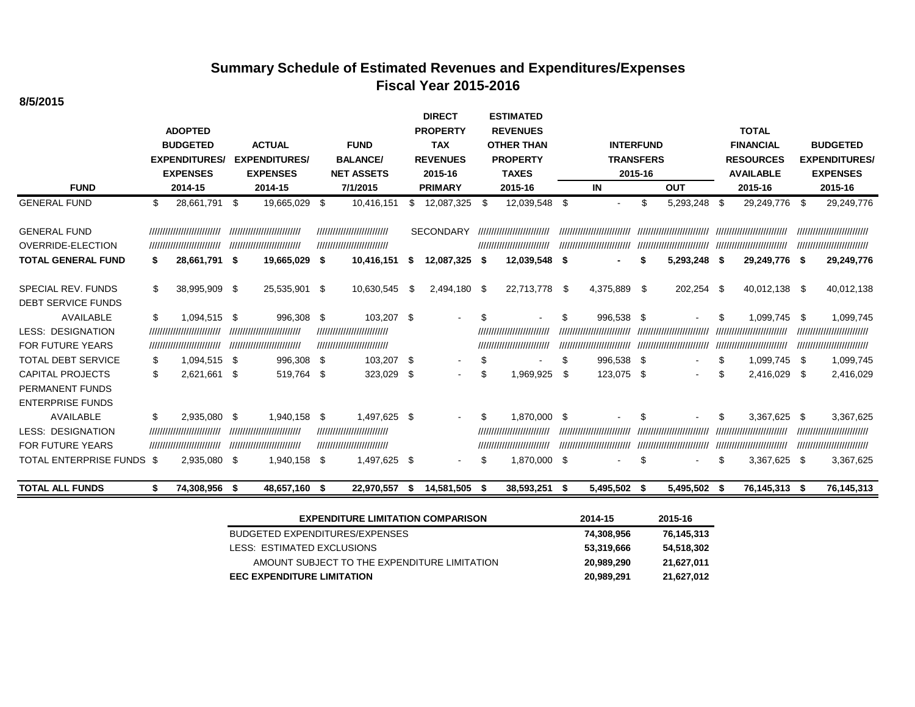# Summary Schedule of Estimated Revenues and Expenditures/Expenses
## Fiscal Year 2015-2016

**8/5/2015**

| FUND | ADOPTED BUDGETED EXPENDITURES/ EXPENSES 2014-15 | ACTUAL EXPENDITURES/ EXPENSES 2014-15 | FUND BALANCE/ NET ASSETS 7/1/2015 | DIRECT PROPERTY TAX REVENUES 2015-16 PRIMARY | ESTIMATED REVENUES OTHER THAN PROPERTY TAXES 2015-16 | INTERFUND TRANSFERS 2015-16 IN | INTERFUND TRANSFERS 2015-16 OUT | TOTAL FINANCIAL RESOURCES AVAILABLE 2015-16 | BUDGETED EXPENDITURES/ EXPENSES 2015-16 |
|---|---|---|---|---|---|---|---|---|---|
| GENERAL FUND | $ 28,661,791 | $ 19,665,029 | $ 10,416,151 | $ 12,087,325 | $ 12,039,548 | $ - | $ 5,293,248 | $ 29,249,776 | $ 29,249,776 |
| GENERAL FUND | ////////////////////////// | ////////////////////////// | ////////////////////////// | SECONDARY | ////////////////////////// | ////////////////////////// | ////////////////////////// | ////////////////////////// | ////////////////////////// |
| OVERRIDE-ELECTION | ////////////////////////// | ////////////////////////// | ////////////////////////// | | ////////////////////////// | ////////////////////////// | ////////////////////////// | ////////////////////////// | ////////////////////////// |
| **TOTAL GENERAL FUND** | **$ 28,661,791** | **$ 19,665,029** | **$ 10,416,151** | **$ 12,087,325** | **$ 12,039,548** | **$ -** | **$ 5,293,248** | **$ 29,249,776** | **$ 29,249,776** |
| SPECIAL REV. FUNDS | $ 38,995,909 | $ 25,535,901 | $ 10,630,545 | $ 2,494,180 | $ 22,713,778 | $ 4,375,889 | $ 202,254 | $ 40,012,138 | $ 40,012,138 |
| DEBT SERVICE FUNDS | | | | | | | | | |
| AVAILABLE | $ 1,094,515 | $ 996,308 | $ 103,207 | $ - | $ - | $ 996,538 | $ - | $ 1,099,745 | $ 1,099,745 |
| LESS: DESIGNATION | ////////////////////////// | ////////////////////////// | ////////////////////////// | | ////////////////////////// | ////////////////////////// | ////////////////////////// | ////////////////////////// | ////////////////////////// |
| FOR FUTURE YEARS | ////////////////////////// | ////////////////////////// | ////////////////////////// | | ////////////////////////// | ////////////////////////// | ////////////////////////// | ////////////////////////// | ////////////////////////// |
| TOTAL DEBT SERVICE | $ 1,094,515 | $ 996,308 | $ 103,207 | $ - | $ - | $ 996,538 | $ - | $ 1,099,745 | $ 1,099,745 |
| CAPITAL PROJECTS | $ 2,621,661 | $ 519,764 | $ 323,029 | $ - | $ 1,969,925 | $ 123,075 | $ - | $ 2,416,029 | $ 2,416,029 |
| PERMANENT FUNDS | | | | | | | | | |
| ENTERPRISE FUNDS | | | | | | | | | |
| AVAILABLE | $ 2,935,080 | $ 1,940,158 | $ 1,497,625 | $ - | $ 1,870,000 | $ - | $ - | $ 3,367,625 | $ 3,367,625 |
| LESS: DESIGNATION | ////////////////////////// | ////////////////////////// | ////////////////////////// | | ////////////////////////// | ////////////////////////// | ////////////////////////// | ////////////////////////// | ////////////////////////// |
| FOR FUTURE YEARS | ////////////////////////// | ////////////////////////// | ////////////////////////// | | ////////////////////////// | ////////////////////////// | ////////////////////////// | ////////////////////////// | ////////////////////////// |
| TOTAL ENTERPRISE FUNDS | $ 2,935,080 | $ 1,940,158 | $ 1,497,625 | $ - | $ 1,870,000 | $ - | $ - | $ 3,367,625 | $ 3,367,625 |
| **TOTAL ALL FUNDS** | **$ 74,308,956** | **$ 48,657,160** | **$ 22,970,557** | **$ 14,581,505** | **$ 38,593,251** | **$ 5,495,502** | **$ 5,495,502** | **$ 76,145,313** | **$ 76,145,313** |

| EXPENDITURE LIMITATION COMPARISON | 2014-15 | 2015-16 |
|---|---|---|
| BUDGETED EXPENDITURES/EXPENSES | 74,308,956 | 76,145,313 |
| LESS: ESTIMATED EXCLUSIONS | 53,319,666 | 54,518,302 |
| AMOUNT SUBJECT TO THE EXPENDITURE LIMITATION | 20,989,290 | 21,627,011 |
| **EEC EXPENDITURE LIMITATION** | **20,989,291** | **21,627,012** |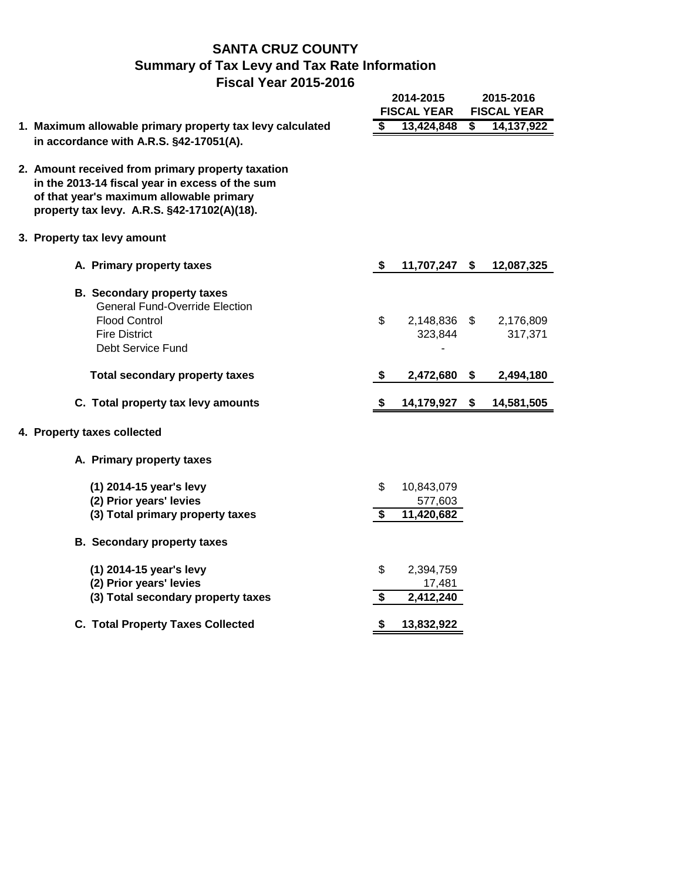# SANTA CRUZ COUNTY
## Summary of Tax Levy and Tax Rate Information
### Fiscal Year 2015-2016

| | 2014-2015 FISCAL YEAR | 2015-2016 FISCAL YEAR |
|---|---|---|
| **1. Maximum allowable primary property tax levy calculated in accordance with A.R.S. §42-17051(A).** | **$ 13,424,848** | **$ 14,137,922** |
| **2. Amount received from primary property taxation in the 2013-14 fiscal year in excess of the sum of that year's maximum allowable primary property tax levy. A.R.S. §42-17102(A)(18).** | | |
| **3. Property tax levy amount** | | |
| **A. Primary property taxes** | **$ 11,707,247** | **$ 12,087,325** |
| **B. Secondary property taxes** | | |
| General Fund-Override Election | | |
| Flood Control | $ 2,148,836 | $ 2,176,809 |
| Fire District | 323,844 | 317,371 |
| Debt Service Fund | - | |
| **Total secondary property taxes** | **$ 2,472,680** | **$ 2,494,180** |
| **C. Total property tax levy amounts** | **$ 14,179,927** | **$ 14,581,505** |
| **4. Property taxes collected** | | |
| **A. Primary property taxes** | | |
| **(1) 2014-15 year's levy** | $ 10,843,079 | |
| **(2) Prior years' levies** | 577,603 | |
| **(3) Total primary property taxes** | **$ 11,420,682** | |
| **B. Secondary property taxes** | | |
| **(1) 2014-15 year's levy** | $ 2,394,759 | |
| **(2) Prior years' levies** | 17,481 | |
| **(3) Total secondary property taxes** | **$ 2,412,240** | |
| **C. Total Property Taxes Collected** | **$ 13,832,922** | |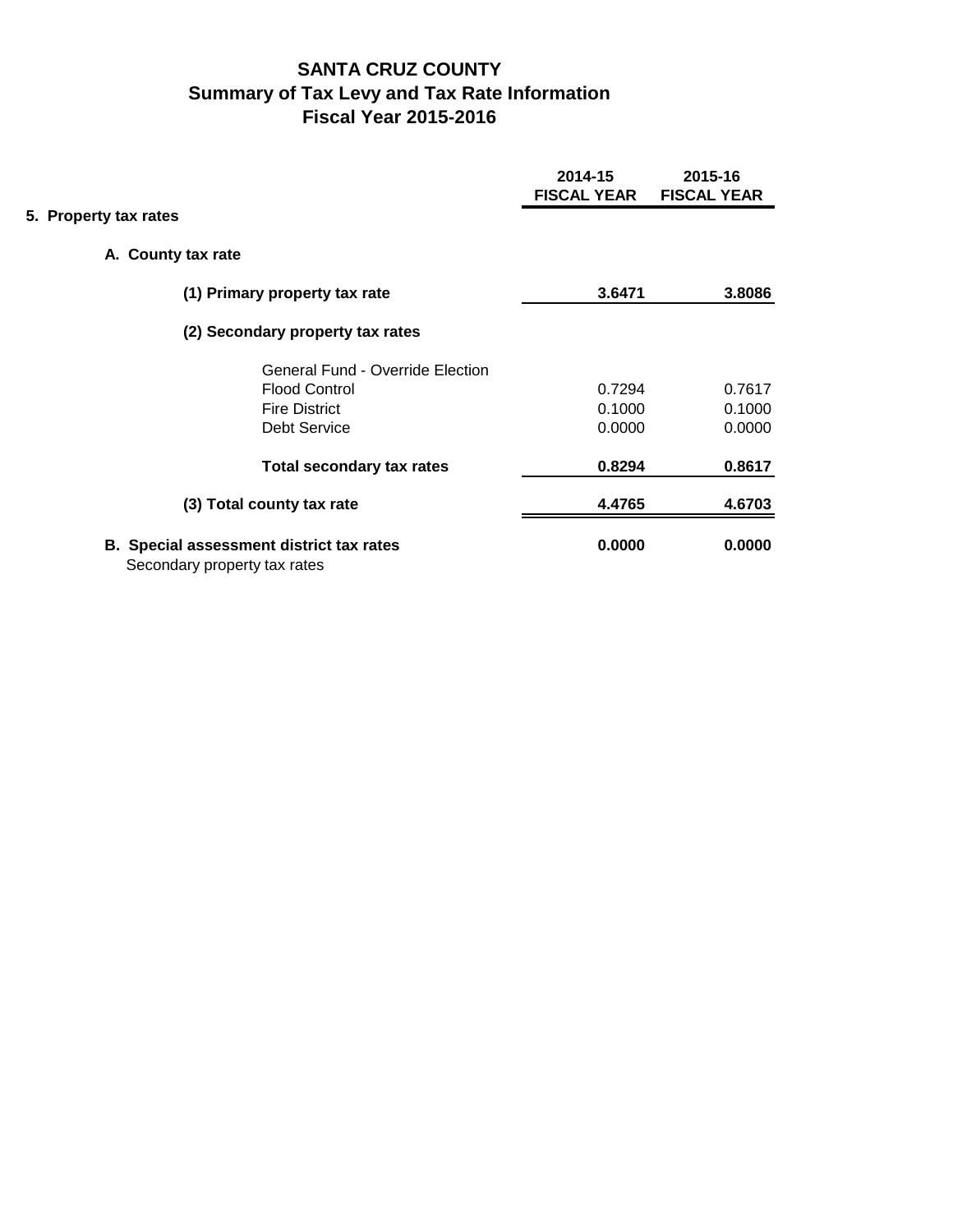# SANTA CRUZ COUNTY
## Summary of Tax Levy and Tax Rate Information
## Fiscal Year 2015-2016

| | 2014-15 FISCAL YEAR | 2015-16 FISCAL YEAR |
|---|---|---|
| **5. Property tax rates** | | |
| **A. County tax rate** | | |
| **(1) Primary property tax rate** | **3.6471** | **3.8086** |
| **(2) Secondary property tax rates** | | |
| General Fund - Override Election | | |
| Flood Control | 0.7294 | 0.7617 |
| Fire District | 0.1000 | 0.1000 |
| Debt Service | 0.0000 | 0.0000 |
| **Total secondary tax rates** | **0.8294** | **0.8617** |
| **(3) Total county tax rate** | **4.4765** | **4.6703** |
| **B. Special assessment district tax rates** | **0.0000** | **0.0000** |
| Secondary property tax rates | | |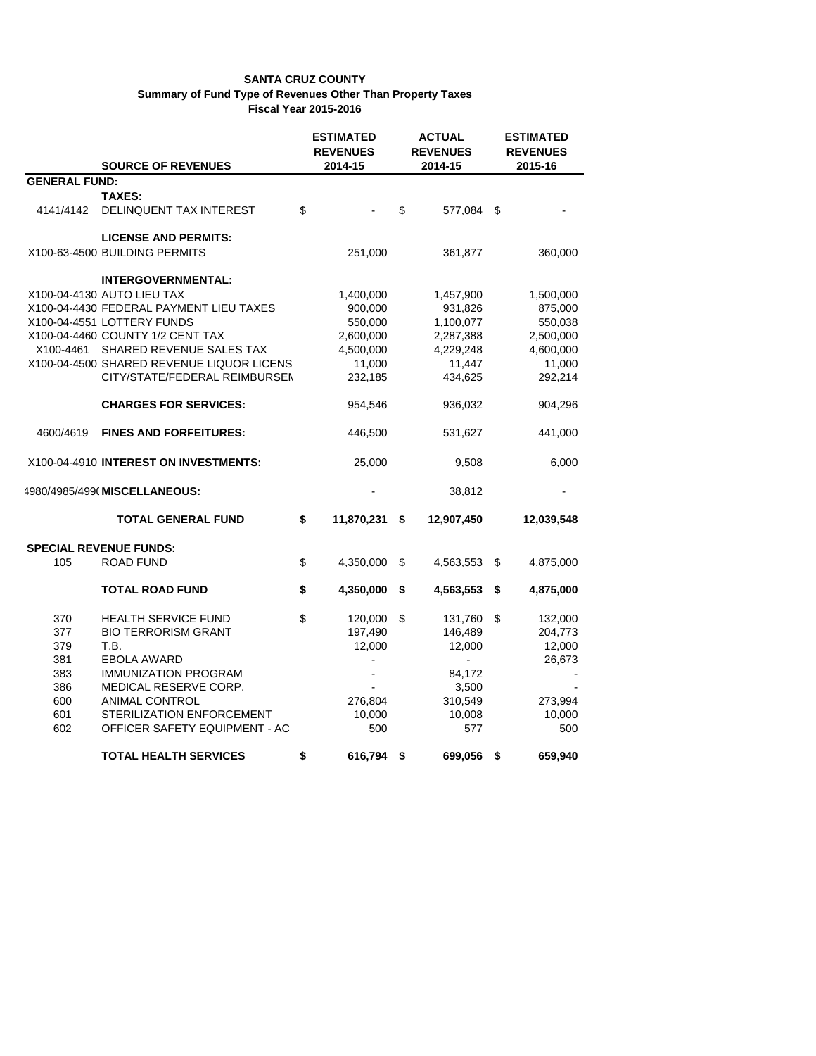**SANTA CRUZ COUNTY**
**Summary of Fund Type of Revenues Other Than Property Taxes**
**Fiscal Year 2015-2016**

| | SOURCE OF REVENUES | ESTIMATED REVENUES 2014-15 | ACTUAL REVENUES 2014-15 | ESTIMATED REVENUES 2015-16 |
|---|---|---|---|---|
| **GENERAL FUND:** | | | | |
| | **TAXES:** | | | |
| 4141/4142 | DELINQUENT TAX INTEREST | $ - | $ 577,084 | $ - |
| | **LICENSE AND PERMITS:** | | | |
| X100-63-4500 | BUILDING PERMITS | 251,000 | 361,877 | 360,000 |
| | **INTERGOVERNMENTAL:** | | | |
| X100-04-4130 | AUTO LIEU TAX | 1,400,000 | 1,457,900 | 1,500,000 |
| X100-04-4430 | FEDERAL PAYMENT LIEU TAXES | 900,000 | 931,826 | 875,000 |
| X100-04-4551 | LOTTERY FUNDS | 550,000 | 1,100,077 | 550,038 |
| X100-04-4460 | COUNTY 1/2 CENT TAX | 2,600,000 | 2,287,388 | 2,500,000 |
| X100-4461 | SHARED REVENUE SALES TAX | 4,500,000 | 4,229,248 | 4,600,000 |
| X100-04-4500 | SHARED REVENUE LIQUOR LICENS | 11,000 | 11,447 | 11,000 |
| | CITY/STATE/FEDERAL REIMBURSEN | 232,185 | 434,625 | 292,214 |
| | **CHARGES FOR SERVICES:** | 954,546 | 936,032 | 904,296 |
| 4600/4619 | **FINES AND FORFEITURES:** | 446,500 | 531,627 | 441,000 |
| X100-04-4910 | **INTEREST ON INVESTMENTS:** | 25,000 | 9,508 | 6,000 |
| 4980/4985/499( | **MISCELLANEOUS:** | - | 38,812 | - |
| | **TOTAL GENERAL FUND** | **$ 11,870,231** | **$ 12,907,450** | **12,039,548** |
| **SPECIAL REVENUE FUNDS:** | | | | |
| 105 | ROAD FUND | $ 4,350,000 | $ 4,563,553 | $ 4,875,000 |
| | **TOTAL ROAD FUND** | **$ 4,350,000** | **$ 4,563,553** | **$ 4,875,000** |
| 370 | HEALTH SERVICE FUND | $ 120,000 | $ 131,760 | $ 132,000 |
| 377 | BIO TERRORISM GRANT | 197,490 | 146,489 | 204,773 |
| 379 | T.B. | 12,000 | 12,000 | 12,000 |
| 381 | EBOLA AWARD | - | - | 26,673 |
| 383 | IMMUNIZATION PROGRAM | - | 84,172 | - |
| 386 | MEDICAL RESERVE CORP. | - | 3,500 | - |
| 600 | ANIMAL CONTROL | 276,804 | 310,549 | 273,994 |
| 601 | STERILIZATION ENFORCEMENT | 10,000 | 10,008 | 10,000 |
| 602 | OFFICER SAFETY EQUIPMENT - AC | 500 | 577 | 500 |
| | **TOTAL HEALTH SERVICES** | **$ 616,794** | **$ 699,056** | **$ 659,940** |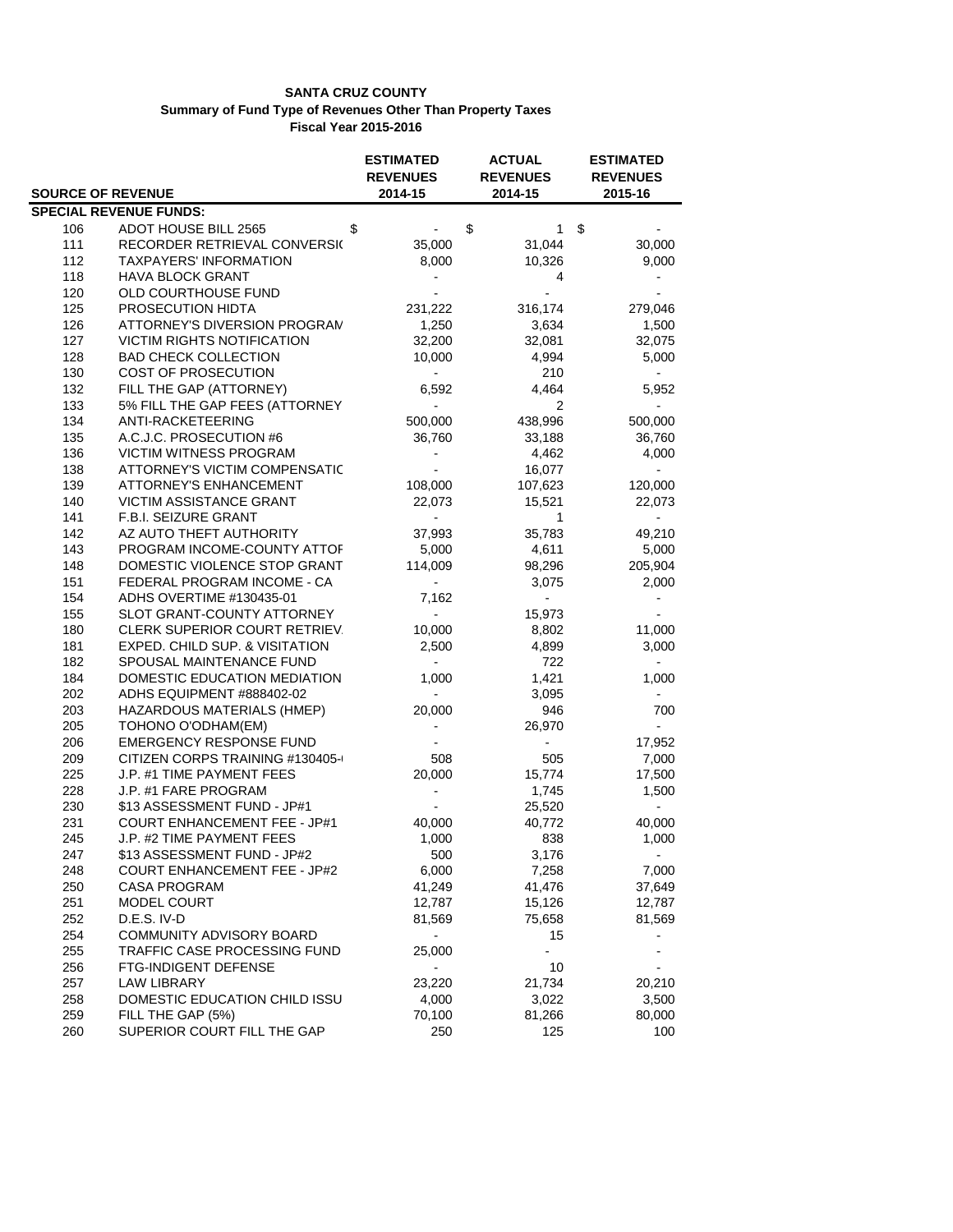**SANTA CRUZ COUNTY**
**Summary of Fund Type of Revenues Other Than Property Taxes**
**Fiscal Year 2015-2016**

| SOURCE OF REVENUE | | ESTIMATED REVENUES 2014-15 | ACTUAL REVENUES 2014-15 | ESTIMATED REVENUES 2015-16 |
|---|---|---|---|---|
| **SPECIAL REVENUE FUNDS:** | | | | |
| 106 | ADOT HOUSE BILL 2565 | $ - | $ 1 | $ - |
| 111 | RECORDER RETRIEVAL CONVERSI( | 35,000 | 31,044 | 30,000 |
| 112 | TAXPAYERS' INFORMATION | 8,000 | 10,326 | 9,000 |
| 118 | HAVA BLOCK GRANT | - | 4 | - |
| 120 | OLD COURTHOUSE FUND | - | - | - |
| 125 | PROSECUTION HIDTA | 231,222 | 316,174 | 279,046 |
| 126 | ATTORNEY'S DIVERSION PROGRAM | 1,250 | 3,634 | 1,500 |
| 127 | VICTIM RIGHTS NOTIFICATION | 32,200 | 32,081 | 32,075 |
| 128 | BAD CHECK COLLECTION | 10,000 | 4,994 | 5,000 |
| 130 | COST OF PROSECUTION | - | 210 | - |
| 132 | FILL THE GAP (ATTORNEY) | 6,592 | 4,464 | 5,952 |
| 133 | 5% FILL THE GAP FEES (ATTORNEY | - | 2 | - |
| 134 | ANTI-RACKETEERING | 500,000 | 438,996 | 500,000 |
| 135 | A.C.J.C. PROSECUTION #6 | 36,760 | 33,188 | 36,760 |
| 136 | VICTIM WITNESS PROGRAM | - | 4,462 | 4,000 |
| 138 | ATTORNEY'S VICTIM COMPENSATIC | - | 16,077 | - |
| 139 | ATTORNEY'S ENHANCEMENT | 108,000 | 107,623 | 120,000 |
| 140 | VICTIM ASSISTANCE GRANT | 22,073 | 15,521 | 22,073 |
| 141 | F.B.I. SEIZURE GRANT | - | 1 | - |
| 142 | AZ AUTO THEFT AUTHORITY | 37,993 | 35,783 | 49,210 |
| 143 | PROGRAM INCOME-COUNTY ATTOF | 5,000 | 4,611 | 5,000 |
| 148 | DOMESTIC VIOLENCE STOP GRANT | 114,009 | 98,296 | 205,904 |
| 151 | FEDERAL PROGRAM INCOME - CA | - | 3,075 | 2,000 |
| 154 | ADHS OVERTIME #130435-01 | 7,162 | - | - |
| 155 | SLOT GRANT-COUNTY ATTORNEY | - | 15,973 | - |
| 180 | CLERK SUPERIOR COURT RETRIEV. | 10,000 | 8,802 | 11,000 |
| 181 | EXPED. CHILD SUP. & VISITATION | 2,500 | 4,899 | 3,000 |
| 182 | SPOUSAL MAINTENANCE FUND | - | 722 | - |
| 184 | DOMESTIC EDUCATION MEDIATION | 1,000 | 1,421 | 1,000 |
| 202 | ADHS EQUIPMENT #888402-02 | - | 3,095 | - |
| 203 | HAZARDOUS MATERIALS (HMEP) | 20,000 | 946 | 700 |
| 205 | TOHONO O'ODHAM(EM) | - | 26,970 | - |
| 206 | EMERGENCY RESPONSE FUND | - | - | 17,952 |
| 209 | CITIZEN CORPS TRAINING #130405-( | 508 | 505 | 7,000 |
| 225 | J.P. #1 TIME PAYMENT FEES | 20,000 | 15,774 | 17,500 |
| 228 | J.P. #1 FARE PROGRAM | - | 1,745 | 1,500 |
| 230 | $13 ASSESSMENT FUND - JP#1 | - | 25,520 | - |
| 231 | COURT ENHANCEMENT FEE - JP#1 | 40,000 | 40,772 | 40,000 |
| 245 | J.P. #2 TIME PAYMENT FEES | 1,000 | 838 | 1,000 |
| 247 | $13 ASSESSMENT FUND - JP#2 | 500 | 3,176 | - |
| 248 | COURT ENHANCEMENT FEE - JP#2 | 6,000 | 7,258 | 7,000 |
| 250 | CASA PROGRAM | 41,249 | 41,476 | 37,649 |
| 251 | MODEL COURT | 12,787 | 15,126 | 12,787 |
| 252 | D.E.S. IV-D | 81,569 | 75,658 | 81,569 |
| 254 | COMMUNITY ADVISORY BOARD | - | 15 | - |
| 255 | TRAFFIC CASE PROCESSING FUND | 25,000 | - | - |
| 256 | FTG-INDIGENT DEFENSE | - | 10 | - |
| 257 | LAW LIBRARY | 23,220 | 21,734 | 20,210 |
| 258 | DOMESTIC EDUCATION CHILD ISSU | 4,000 | 3,022 | 3,500 |
| 259 | FILL THE GAP (5%) | 70,100 | 81,266 | 80,000 |
| 260 | SUPERIOR COURT FILL THE GAP | 250 | 125 | 100 |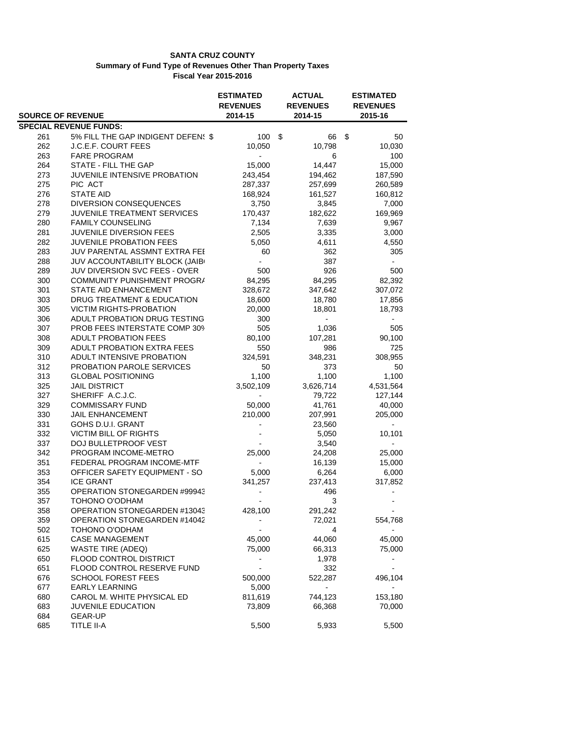**SANTA CRUZ COUNTY**
**Summary of Fund Type of Revenues Other Than Property Taxes**
**Fiscal Year 2015-2016**

| SOURCE OF REVENUE | | ESTIMATED REVENUES 2014-15 | ACTUAL REVENUES 2014-15 | ESTIMATED REVENUES 2015-16 |
|---|---|---|---|---|
| **SPECIAL REVENUE FUNDS:** | | | | |
| 261 | 5% FILL THE GAP INDIGENT DEFENS | $ 100 | $ 66 | $ 50 |
| 262 | J.C.E.F. COURT FEES | 10,050 | 10,798 | 10,030 |
| 263 | FARE PROGRAM | - | 6 | 100 |
| 264 | STATE - FILL THE GAP | 15,000 | 14,447 | 15,000 |
| 273 | JUVENILE INTENSIVE PROBATION | 243,454 | 194,462 | 187,590 |
| 275 | PIC ACT | 287,337 | 257,699 | 260,589 |
| 276 | STATE AID | 168,924 | 161,527 | 160,812 |
| 278 | DIVERSION CONSEQUENCES | 3,750 | 3,845 | 7,000 |
| 279 | JUVENILE TREATMENT SERVICES | 170,437 | 182,622 | 169,969 |
| 280 | FAMILY COUNSELING | 7,134 | 7,639 | 9,967 |
| 281 | JUVENILE DIVERSION FEES | 2,505 | 3,335 | 3,000 |
| 282 | JUVENILE PROBATION FEES | 5,050 | 4,611 | 4,550 |
| 283 | JUV PARENTAL ASSMNT EXTRA FEE | 60 | 362 | 305 |
| 288 | JUV ACCOUNTABILITY BLOCK (JAIB | - | 387 | - |
| 289 | JUV DIVERSION SVC FEES - OVER | 500 | 926 | 500 |
| 300 | COMMUNITY PUNISHMENT PROGRA | 84,295 | 84,295 | 82,392 |
| 301 | STATE AID ENHANCEMENT | 328,672 | 347,642 | 307,072 |
| 303 | DRUG TREATMENT & EDUCATION | 18,600 | 18,780 | 17,856 |
| 305 | VICTIM RIGHTS-PROBATION | 20,000 | 18,801 | 18,793 |
| 306 | ADULT PROBATION DRUG TESTING | 300 | - | - |
| 307 | PROB FEES INTERSTATE COMP 30% | 505 | 1,036 | 505 |
| 308 | ADULT PROBATION FEES | 80,100 | 107,281 | 90,100 |
| 309 | ADULT PROBATION EXTRA FEES | 550 | 986 | 725 |
| 310 | ADULT INTENSIVE PROBATION | 324,591 | 348,231 | 308,955 |
| 312 | PROBATION PAROLE SERVICES | 50 | 373 | 50 |
| 313 | GLOBAL POSITIONING | 1,100 | 1,100 | 1,100 |
| 325 | JAIL DISTRICT | 3,502,109 | 3,626,714 | 4,531,564 |
| 327 | SHERIFF A.C.J.C. | - | 79,722 | 127,144 |
| 329 | COMMISSARY FUND | 50,000 | 41,761 | 40,000 |
| 330 | JAIL ENHANCEMENT | 210,000 | 207,991 | 205,000 |
| 331 | GOHS D.U.I. GRANT | - | 23,560 | - |
| 332 | VICTIM BILL OF RIGHTS | - | 5,050 | 10,101 |
| 337 | DOJ BULLETPROOF VEST | - | 3,540 | - |
| 342 | PROGRAM INCOME-METRO | 25,000 | 24,208 | 25,000 |
| 351 | FEDERAL PROGRAM INCOME-MTF | - | 16,139 | 15,000 |
| 353 | OFFICER SAFETY EQUIPMENT - SO | 5,000 | 6,264 | 6,000 |
| 354 | ICE GRANT | 341,257 | 237,413 | 317,852 |
| 355 | OPERATION STONEGARDEN #99943 | - | 496 | - |
| 357 | TOHONO O'ODHAM | - | 3 | - |
| 358 | OPERATION STONEGARDEN #13043 | 428,100 | 291,242 | - |
| 359 | OPERATION STONEGARDEN #14042 | - | 72,021 | 554,768 |
| 502 | TOHONO O'ODHAM | - | 4 | - |
| 615 | CASE MANAGEMENT | 45,000 | 44,060 | 45,000 |
| 625 | WASTE TIRE (ADEQ) | 75,000 | 66,313 | 75,000 |
| 650 | FLOOD CONTROL DISTRICT | - | 1,978 | - |
| 651 | FLOOD CONTROL RESERVE FUND | - | 332 | - |
| 676 | SCHOOL FOREST FEES | 500,000 | 522,287 | 496,104 |
| 677 | EARLY LEARNING | 5,000 | - | - |
| 680 | CAROL M. WHITE PHYSICAL ED | 811,619 | 744,123 | 153,180 |
| 683 | JUVENILE EDUCATION | 73,809 | 66,368 | 70,000 |
| 684 | GEAR-UP | | | |
| 685 | TITLE II-A | 5,500 | 5,933 | 5,500 |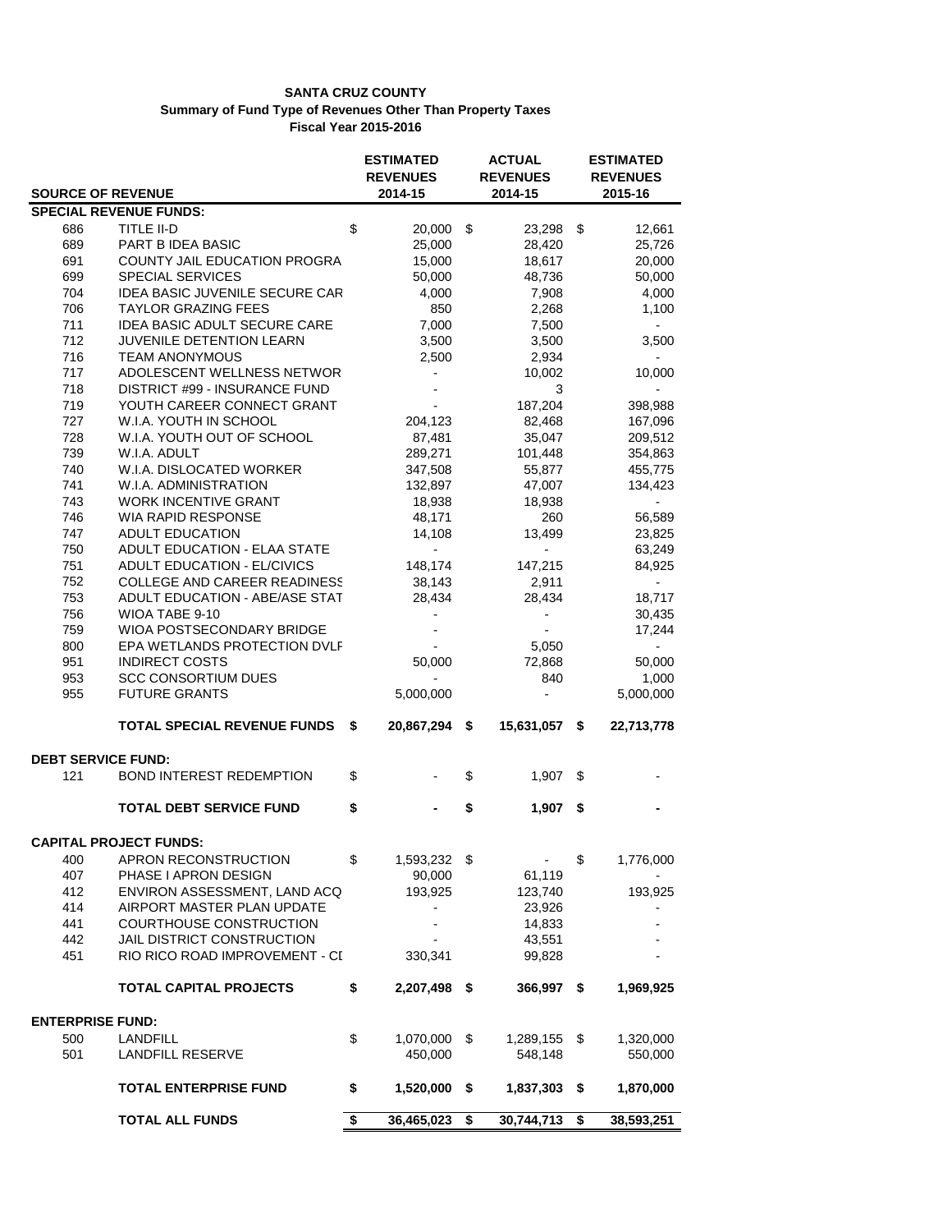**SANTA CRUZ COUNTY**
**Summary of Fund Type of Revenues Other Than Property Taxes**
**Fiscal Year 2015-2016**

| SOURCE OF REVENUE | | ESTIMATED REVENUES 2014-15 | ACTUAL REVENUES 2014-15 | ESTIMATED REVENUES 2015-16 |
|---|---|---|---|---|
| **SPECIAL REVENUE FUNDS:** | | | | |
| 686 | TITLE II-D | $ 20,000 | $ 23,298 | $ 12,661 |
| 689 | PART B IDEA BASIC | 25,000 | 28,420 | 25,726 |
| 691 | COUNTY JAIL EDUCATION PROGRA | 15,000 | 18,617 | 20,000 |
| 699 | SPECIAL SERVICES | 50,000 | 48,736 | 50,000 |
| 704 | IDEA BASIC JUVENILE SECURE CAR | 4,000 | 7,908 | 4,000 |
| 706 | TAYLOR GRAZING FEES | 850 | 2,268 | 1,100 |
| 711 | IDEA BASIC ADULT SECURE CARE | 7,000 | 7,500 | - |
| 712 | JUVENILE DETENTION LEARN | 3,500 | 3,500 | 3,500 |
| 716 | TEAM ANONYMOUS | 2,500 | 2,934 | - |
| 717 | ADOLESCENT WELLNESS NETWOR | - | 10,002 | 10,000 |
| 718 | DISTRICT #99 - INSURANCE FUND | - | 3 | - |
| 719 | YOUTH CAREER CONNECT GRANT | - | 187,204 | 398,988 |
| 727 | W.I.A. YOUTH IN SCHOOL | 204,123 | 82,468 | 167,096 |
| 728 | W.I.A. YOUTH OUT OF SCHOOL | 87,481 | 35,047 | 209,512 |
| 739 | W.I.A. ADULT | 289,271 | 101,448 | 354,863 |
| 740 | W.I.A. DISLOCATED WORKER | 347,508 | 55,877 | 455,775 |
| 741 | W.I.A. ADMINISTRATION | 132,897 | 47,007 | 134,423 |
| 743 | WORK INCENTIVE GRANT | 18,938 | 18,938 | - |
| 746 | WIA RAPID RESPONSE | 48,171 | 260 | 56,589 |
| 747 | ADULT EDUCATION | 14,108 | 13,499 | 23,825 |
| 750 | ADULT EDUCATION - ELAA STATE | - | - | 63,249 |
| 751 | ADULT EDUCATION - EL/CIVICS | 148,174 | 147,215 | 84,925 |
| 752 | COLLEGE AND CAREER READINESS | 38,143 | 2,911 | - |
| 753 | ADULT EDUCATION - ABE/ASE STAT | 28,434 | 28,434 | 18,717 |
| 756 | WIOA TABE 9-10 | - | - | 30,435 |
| 759 | WIOA POSTSECONDARY BRIDGE | - | - | 17,244 |
| 800 | EPA WETLANDS PROTECTION DVLF | - | 5,050 | - |
| 951 | INDIRECT COSTS | 50,000 | 72,868 | 50,000 |
| 953 | SCC CONSORTIUM DUES | - | 840 | 1,000 |
| 955 | FUTURE GRANTS | 5,000,000 | - | 5,000,000 |
| | **TOTAL SPECIAL REVENUE FUNDS** | **$ 20,867,294** | **$ 15,631,057** | **$ 22,713,778** |
| **DEBT SERVICE FUND:** | | | | |
| 121 | BOND INTEREST REDEMPTION | $ - | $ 1,907 | $ - |
| | **TOTAL DEBT SERVICE FUND** | **$ -** | **$ 1,907** | **$ -** |
| **CAPITAL PROJECT FUNDS:** | | | | |
| 400 | APRON RECONSTRUCTION | $ 1,593,232 | $ - | $ 1,776,000 |
| 407 | PHASE I APRON DESIGN | 90,000 | 61,119 | - |
| 412 | ENVIRON ASSESSMENT, LAND ACQ | 193,925 | 123,740 | 193,925 |
| 414 | AIRPORT MASTER PLAN UPDATE | - | 23,926 | - |
| 441 | COURTHOUSE CONSTRUCTION | - | 14,833 | - |
| 442 | JAIL DISTRICT CONSTRUCTION | - | 43,551 | - |
| 451 | RIO RICO ROAD IMPROVEMENT - CI | 330,341 | 99,828 | - |
| | **TOTAL CAPITAL PROJECTS** | **$ 2,207,498** | **$ 366,997** | **$ 1,969,925** |
| **ENTERPRISE FUND:** | | | | |
| 500 | LANDFILL | $ 1,070,000 | $ 1,289,155 | $ 1,320,000 |
| 501 | LANDFILL RESERVE | 450,000 | 548,148 | 550,000 |
| | **TOTAL ENTERPRISE FUND** | **$ 1,520,000** | **$ 1,837,303** | **$ 1,870,000** |
| | **TOTAL ALL FUNDS** | **$ 36,465,023** | **$ 30,744,713** | **$ 38,593,251** |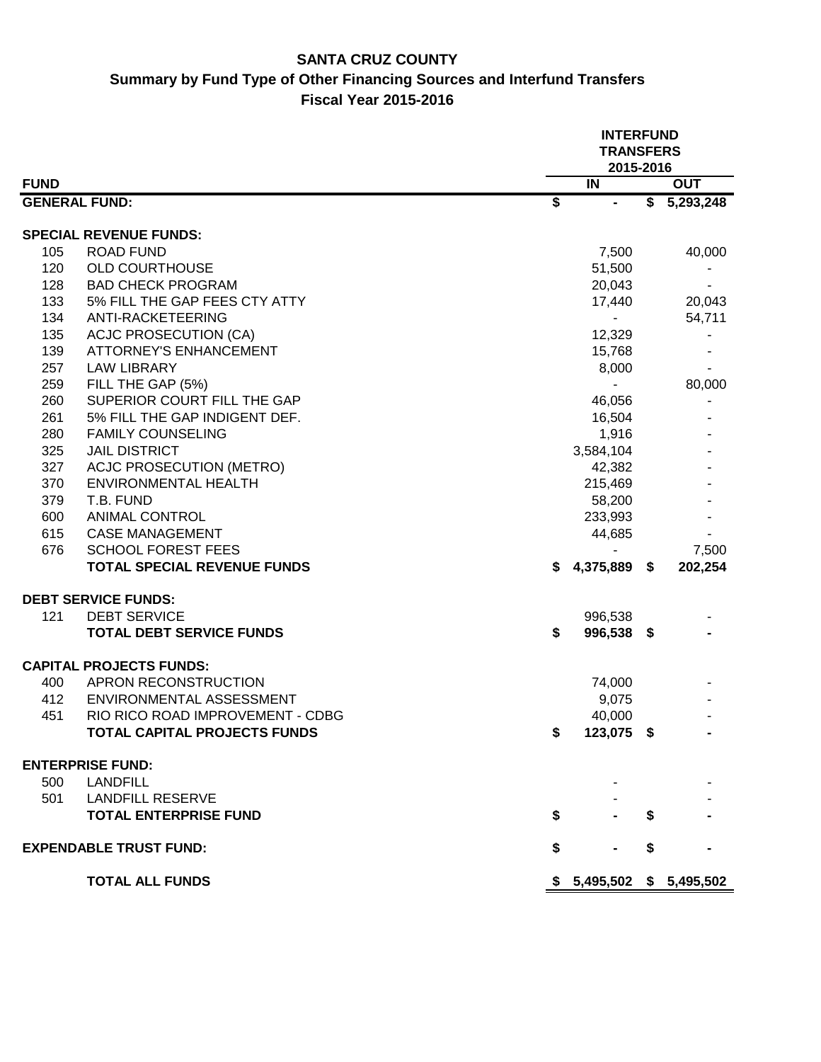# SANTA CRUZ COUNTY

## Summary by Fund Type of Other Financing Sources and Interfund Transfers

## Fiscal Year 2015-2016

| FUND | | INTERFUND TRANSFERS 2015-2016 IN | OUT |
|---|---|---|---|
| **GENERAL FUND:** | | **$ -** | **$ 5,293,248** |
| **SPECIAL REVENUE FUNDS:** | | | |
| 105 | ROAD FUND | 7,500 | 40,000 |
| 120 | OLD COURTHOUSE | 51,500 | - |
| 128 | BAD CHECK PROGRAM | 20,043 | - |
| 133 | 5% FILL THE GAP FEES CTY ATTY | 17,440 | 20,043 |
| 134 | ANTI-RACKETEERING | - | 54,711 |
| 135 | ACJC PROSECUTION (CA) | 12,329 | - |
| 139 | ATTORNEY'S ENHANCEMENT | 15,768 | - |
| 257 | LAW LIBRARY | 8,000 | - |
| 259 | FILL THE GAP (5%) | - | 80,000 |
| 260 | SUPERIOR COURT FILL THE GAP | 46,056 | - |
| 261 | 5% FILL THE GAP INDIGENT DEF. | 16,504 | - |
| 280 | FAMILY COUNSELING | 1,916 | - |
| 325 | JAIL DISTRICT | 3,584,104 | - |
| 327 | ACJC PROSECUTION (METRO) | 42,382 | - |
| 370 | ENVIRONMENTAL HEALTH | 215,469 | - |
| 379 | T.B. FUND | 58,200 | - |
| 600 | ANIMAL CONTROL | 233,993 | - |
| 615 | CASE MANAGEMENT | 44,685 | - |
| 676 | SCHOOL FOREST FEES | - | 7,500 |
| | **TOTAL SPECIAL REVENUE FUNDS** | **$ 4,375,889** | **$ 202,254** |
| **DEBT SERVICE FUNDS:** | | | |
| 121 | DEBT SERVICE | 996,538 | - |
| | **TOTAL DEBT SERVICE FUNDS** | **$ 996,538** | **$ -** |
| **CAPITAL PROJECTS FUNDS:** | | | |
| 400 | APRON RECONSTRUCTION | 74,000 | - |
| 412 | ENVIRONMENTAL ASSESSMENT | 9,075 | - |
| 451 | RIO RICO ROAD IMPROVEMENT - CDBG | 40,000 | - |
| | **TOTAL CAPITAL PROJECTS FUNDS** | **$ 123,075** | **$ -** |
| **ENTERPRISE FUND:** | | | |
| 500 | LANDFILL | - | - |
| 501 | LANDFILL RESERVE | - | - |
| | **TOTAL ENTERPRISE FUND** | **$ -** | **$ -** |
| **EXPENDABLE TRUST FUND:** | | **$ -** | **$ -** |
| | **TOTAL ALL FUNDS** | **$ 5,495,502** | **$ 5,495,502** |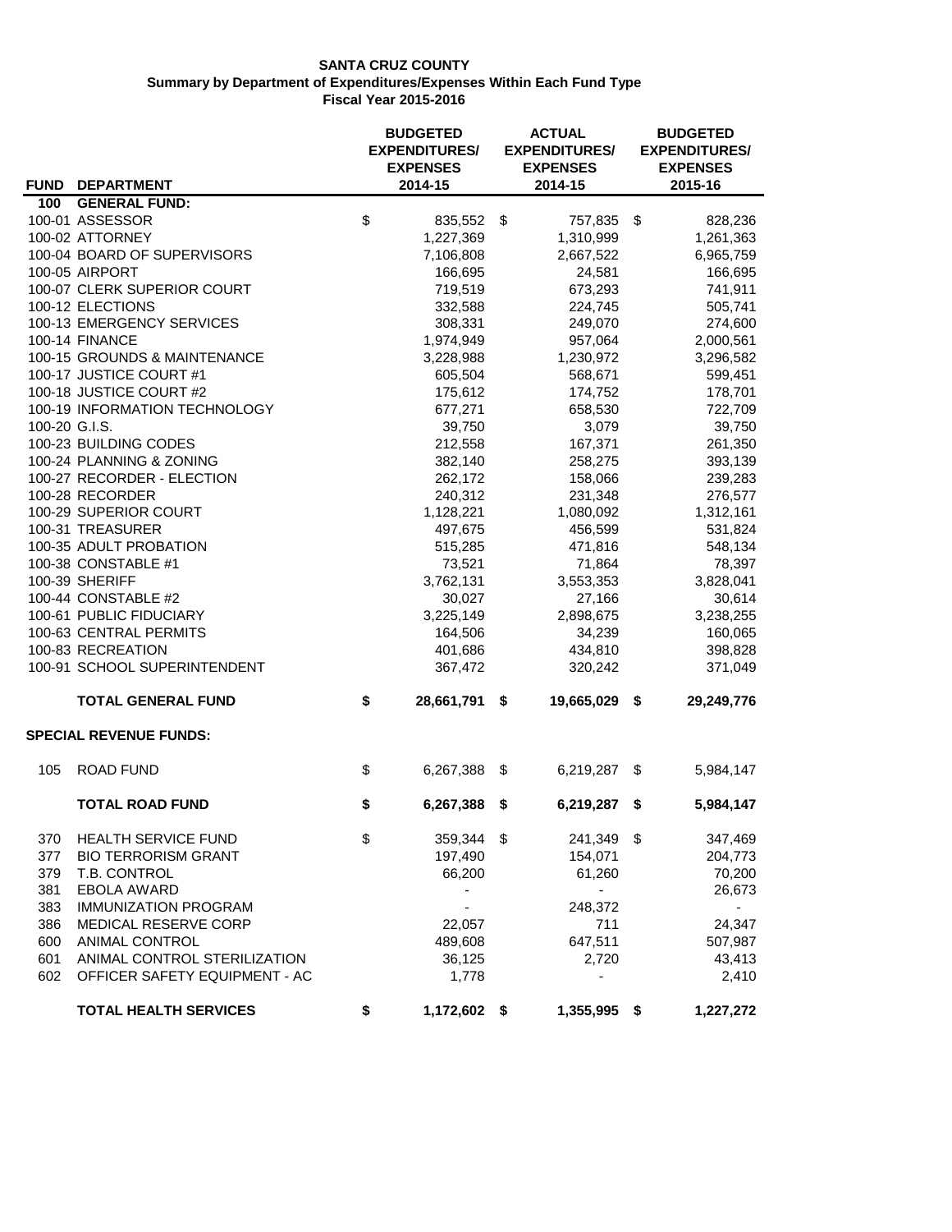# SANTA CRUZ COUNTY

## Summary by Department of Expenditures/Expenses Within Each Fund Type

### Fiscal Year 2015-2016

| FUND | DEPARTMENT | BUDGETED EXPENDITURES/ EXPENSES 2014-15 | ACTUAL EXPENDITURES/ EXPENSES 2014-15 | BUDGETED EXPENDITURES/ EXPENSES 2015-16 |
|---|---|---|---|---|
| 100 | **GENERAL FUND:** | | | |
| 100-01 | ASSESSOR | $ 835,552 | $ 757,835 | $ 828,236 |
| 100-02 | ATTORNEY | 1,227,369 | 1,310,999 | 1,261,363 |
| 100-04 | BOARD OF SUPERVISORS | 7,106,808 | 2,667,522 | 6,965,759 |
| 100-05 | AIRPORT | 166,695 | 24,581 | 166,695 |
| 100-07 | CLERK SUPERIOR COURT | 719,519 | 673,293 | 741,911 |
| 100-12 | ELECTIONS | 332,588 | 224,745 | 505,741 |
| 100-13 | EMERGENCY SERVICES | 308,331 | 249,070 | 274,600 |
| 100-14 | FINANCE | 1,974,949 | 957,064 | 2,000,561 |
| 100-15 | GROUNDS & MAINTENANCE | 3,228,988 | 1,230,972 | 3,296,582 |
| 100-17 | JUSTICE COURT #1 | 605,504 | 568,671 | 599,451 |
| 100-18 | JUSTICE COURT #2 | 175,612 | 174,752 | 178,701 |
| 100-19 | INFORMATION TECHNOLOGY | 677,271 | 658,530 | 722,709 |
| 100-20 | G.I.S. | 39,750 | 3,079 | 39,750 |
| 100-23 | BUILDING CODES | 212,558 | 167,371 | 261,350 |
| 100-24 | PLANNING & ZONING | 382,140 | 258,275 | 393,139 |
| 100-27 | RECORDER - ELECTION | 262,172 | 158,066 | 239,283 |
| 100-28 | RECORDER | 240,312 | 231,348 | 276,577 |
| 100-29 | SUPERIOR COURT | 1,128,221 | 1,080,092 | 1,312,161 |
| 100-31 | TREASURER | 497,675 | 456,599 | 531,824 |
| 100-35 | ADULT PROBATION | 515,285 | 471,816 | 548,134 |
| 100-38 | CONSTABLE #1 | 73,521 | 71,864 | 78,397 |
| 100-39 | SHERIFF | 3,762,131 | 3,553,353 | 3,828,041 |
| 100-44 | CONSTABLE #2 | 30,027 | 27,166 | 30,614 |
| 100-61 | PUBLIC FIDUCIARY | 3,225,149 | 2,898,675 | 3,238,255 |
| 100-63 | CENTRAL PERMITS | 164,506 | 34,239 | 160,065 |
| 100-83 | RECREATION | 401,686 | 434,810 | 398,828 |
| 100-91 | SCHOOL SUPERINTENDENT | 367,472 | 320,242 | 371,049 |
| | **TOTAL GENERAL FUND** | **$ 28,661,791** | **$ 19,665,029** | **$ 29,249,776** |
| | **SPECIAL REVENUE FUNDS:** | | | |
| 105 | ROAD FUND | $ 6,267,388 | $ 6,219,287 | $ 5,984,147 |
| | **TOTAL ROAD FUND** | **$ 6,267,388** | **$ 6,219,287** | **$ 5,984,147** |
| 370 | HEALTH SERVICE FUND | $ 359,344 | $ 241,349 | $ 347,469 |
| 377 | BIO TERRORISM GRANT | 197,490 | 154,071 | 204,773 |
| 379 | T.B. CONTROL | 66,200 | 61,260 | 70,200 |
| 381 | EBOLA AWARD | - | - | 26,673 |
| 383 | IMMUNIZATION PROGRAM | - | 248,372 | - |
| 386 | MEDICAL RESERVE CORP | 22,057 | 711 | 24,347 |
| 600 | ANIMAL CONTROL | 489,608 | 647,511 | 507,987 |
| 601 | ANIMAL CONTROL STERILIZATION | 36,125 | 2,720 | 43,413 |
| 602 | OFFICER SAFETY EQUIPMENT - AC | 1,778 | - | 2,410 |
| | **TOTAL HEALTH SERVICES** | **$ 1,172,602** | **$ 1,355,995** | **$ 1,227,272** |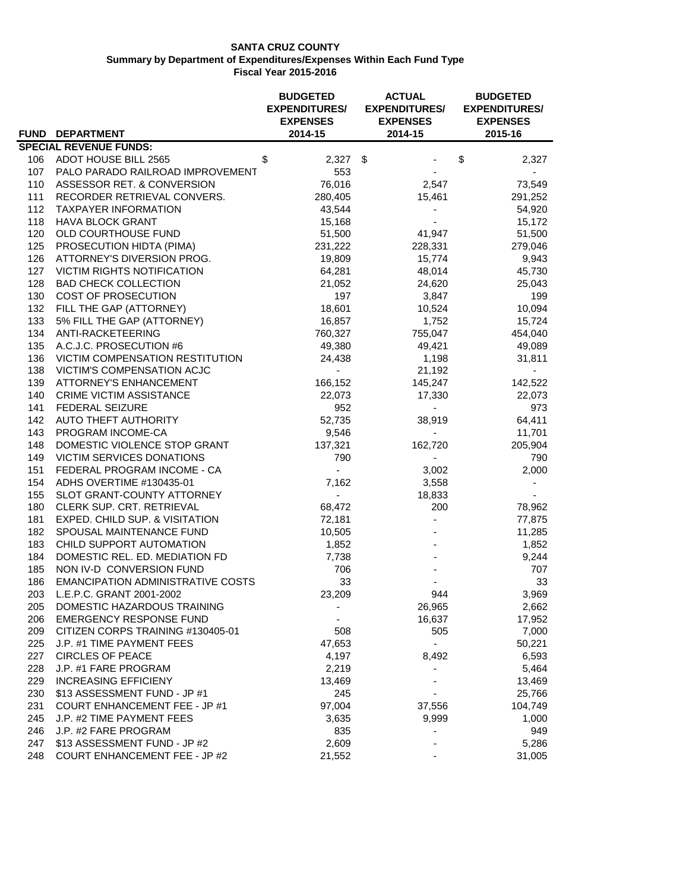**SANTA CRUZ COUNTY**
**Summary by Department of Expenditures/Expenses Within Each Fund Type**
**Fiscal Year 2015-2016**

| FUND | DEPARTMENT | BUDGETED EXPENDITURES/ EXPENSES 2014-15 | ACTUAL EXPENDITURES/ EXPENSES 2014-15 | BUDGETED EXPENDITURES/ EXPENSES 2015-16 |
|---|---|---|---|---|
| **SPECIAL REVENUE FUNDS:** | | | | |
| 106 | ADOT HOUSE BILL 2565 | $ 2,327 | $ - | $ 2,327 |
| 107 | PALO PARADO RAILROAD IMPROVEMENT | 553 | - | - |
| 110 | ASSESSOR RET. & CONVERSION | 76,016 | 2,547 | 73,549 |
| 111 | RECORDER RETRIEVAL CONVERS. | 280,405 | 15,461 | 291,252 |
| 112 | TAXPAYER INFORMATION | 43,544 | - | 54,920 |
| 118 | HAVA BLOCK GRANT | 15,168 | - | 15,172 |
| 120 | OLD COURTHOUSE FUND | 51,500 | 41,947 | 51,500 |
| 125 | PROSECUTION HIDTA (PIMA) | 231,222 | 228,331 | 279,046 |
| 126 | ATTORNEY'S DIVERSION PROG. | 19,809 | 15,774 | 9,943 |
| 127 | VICTIM RIGHTS NOTIFICATION | 64,281 | 48,014 | 45,730 |
| 128 | BAD CHECK COLLECTION | 21,052 | 24,620 | 25,043 |
| 130 | COST OF PROSECUTION | 197 | 3,847 | 199 |
| 132 | FILL THE GAP (ATTORNEY) | 18,601 | 10,524 | 10,094 |
| 133 | 5% FILL THE GAP (ATTORNEY) | 16,857 | 1,752 | 15,724 |
| 134 | ANTI-RACKETEERING | 760,327 | 755,047 | 454,040 |
| 135 | A.C.J.C. PROSECUTION #6 | 49,380 | 49,421 | 49,089 |
| 136 | VICTIM COMPENSATION RESTITUTION | 24,438 | 1,198 | 31,811 |
| 138 | VICTIM'S COMPENSATION ACJC | - | 21,192 | - |
| 139 | ATTORNEY'S ENHANCEMENT | 166,152 | 145,247 | 142,522 |
| 140 | CRIME VICTIM ASSISTANCE | 22,073 | 17,330 | 22,073 |
| 141 | FEDERAL SEIZURE | 952 | - | 973 |
| 142 | AUTO THEFT AUTHORITY | 52,735 | 38,919 | 64,411 |
| 143 | PROGRAM INCOME-CA | 9,546 | - | 11,701 |
| 148 | DOMESTIC VIOLENCE STOP GRANT | 137,321 | 162,720 | 205,904 |
| 149 | VICTIM SERVICES DONATIONS | 790 | - | 790 |
| 151 | FEDERAL PROGRAM INCOME - CA | - | 3,002 | 2,000 |
| 154 | ADHS OVERTIME #130435-01 | 7,162 | 3,558 | - |
| 155 | SLOT GRANT-COUNTY ATTORNEY | - | 18,833 | - |
| 180 | CLERK SUP. CRT. RETRIEVAL | 68,472 | 200 | 78,962 |
| 181 | EXPED. CHILD SUP. & VISITATION | 72,181 | - | 77,875 |
| 182 | SPOUSAL MAINTENANCE FUND | 10,505 | - | 11,285 |
| 183 | CHILD SUPPORT AUTOMATION | 1,852 | - | 1,852 |
| 184 | DOMESTIC REL. ED. MEDIATION FD | 7,738 | - | 9,244 |
| 185 | NON IV-D CONVERSION FUND | 706 | - | 707 |
| 186 | EMANCIPATION ADMINISTRATIVE COSTS | 33 | - | 33 |
| 203 | L.E.P.C. GRANT 2001-2002 | 23,209 | 944 | 3,969 |
| 205 | DOMESTIC HAZARDOUS TRAINING | - | 26,965 | 2,662 |
| 206 | EMERGENCY RESPONSE FUND | - | 16,637 | 17,952 |
| 209 | CITIZEN CORPS TRAINING #130405-01 | 508 | 505 | 7,000 |
| 225 | J.P. #1 TIME PAYMENT FEES | 47,653 | - | 50,221 |
| 227 | CIRCLES OF PEACE | 4,197 | 8,492 | 6,593 |
| 228 | J.P. #1 FARE PROGRAM | 2,219 | - | 5,464 |
| 229 | INCREASING EFFICIENY | 13,469 | - | 13,469 |
| 230 | $13 ASSESSMENT FUND - JP #1 | 245 | - | 25,766 |
| 231 | COURT ENHANCEMENT FEE - JP #1 | 97,004 | 37,556 | 104,749 |
| 245 | J.P. #2 TIME PAYMENT FEES | 3,635 | 9,999 | 1,000 |
| 246 | J.P. #2 FARE PROGRAM | 835 | - | 949 |
| 247 | $13 ASSESSMENT FUND - JP #2 | 2,609 | - | 5,286 |
| 248 | COURT ENHANCEMENT FEE - JP #2 | 21,552 | - | 31,005 |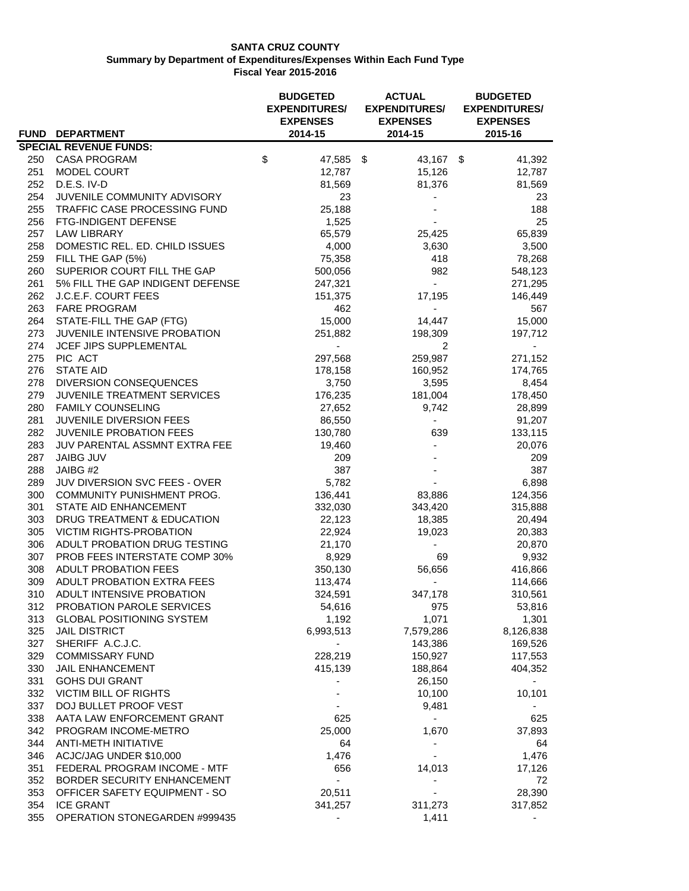**SANTA CRUZ COUNTY**
**Summary by Department of Expenditures/Expenses Within Each Fund Type**
**Fiscal Year 2015-2016**

| FUND | DEPARTMENT | BUDGETED EXPENDITURES/ EXPENSES 2014-15 | ACTUAL EXPENDITURES/ EXPENSES 2014-15 | BUDGETED EXPENDITURES/ EXPENSES 2015-16 |
|---|---|---|---|---|
| **SPECIAL REVENUE FUNDS:** | | | | |
| 250 | CASA PROGRAM | $ 47,585 | $ 43,167 | $ 41,392 |
| 251 | MODEL COURT | 12,787 | 15,126 | 12,787 |
| 252 | D.E.S. IV-D | 81,569 | 81,376 | 81,569 |
| 254 | JUVENILE COMMUNITY ADVISORY | 23 | - | 23 |
| 255 | TRAFFIC CASE PROCESSING FUND | 25,188 | - | 188 |
| 256 | FTG-INDIGENT DEFENSE | 1,525 | - | 25 |
| 257 | LAW LIBRARY | 65,579 | 25,425 | 65,839 |
| 258 | DOMESTIC REL. ED. CHILD ISSUES | 4,000 | 3,630 | 3,500 |
| 259 | FILL THE GAP (5%) | 75,358 | 418 | 78,268 |
| 260 | SUPERIOR COURT FILL THE GAP | 500,056 | 982 | 548,123 |
| 261 | 5% FILL THE GAP INDIGENT DEFENSE | 247,321 | - | 271,295 |
| 262 | J.C.E.F. COURT FEES | 151,375 | 17,195 | 146,449 |
| 263 | FARE PROGRAM | 462 | - | 567 |
| 264 | STATE-FILL THE GAP (FTG) | 15,000 | 14,447 | 15,000 |
| 273 | JUVENILE INTENSIVE PROBATION | 251,882 | 198,309 | 197,712 |
| 274 | JCEF JIPS SUPPLEMENTAL | - | 2 | - |
| 275 | PIC ACT | 297,568 | 259,987 | 271,152 |
| 276 | STATE AID | 178,158 | 160,952 | 174,765 |
| 278 | DIVERSION CONSEQUENCES | 3,750 | 3,595 | 8,454 |
| 279 | JUVENILE TREATMENT SERVICES | 176,235 | 181,004 | 178,450 |
| 280 | FAMILY COUNSELING | 27,652 | 9,742 | 28,899 |
| 281 | JUVENILE DIVERSION FEES | 86,550 | - | 91,207 |
| 282 | JUVENILE PROBATION FEES | 130,780 | 639 | 133,115 |
| 283 | JUV PARENTAL ASSMNT EXTRA FEE | 19,460 | - | 20,076 |
| 287 | JAIBG JUV | 209 | - | 209 |
| 288 | JAIBG #2 | 387 | - | 387 |
| 289 | JUV DIVERSION SVC FEES - OVER | 5,782 | - | 6,898 |
| 300 | COMMUNITY PUNISHMENT PROG. | 136,441 | 83,886 | 124,356 |
| 301 | STATE AID ENHANCEMENT | 332,030 | 343,420 | 315,888 |
| 303 | DRUG TREATMENT & EDUCATION | 22,123 | 18,385 | 20,494 |
| 305 | VICTIM RIGHTS-PROBATION | 22,924 | 19,023 | 20,383 |
| 306 | ADULT PROBATION DRUG TESTING | 21,170 | - | 20,870 |
| 307 | PROB FEES INTERSTATE COMP 30% | 8,929 | 69 | 9,932 |
| 308 | ADULT PROBATION FEES | 350,130 | 56,656 | 416,866 |
| 309 | ADULT PROBATION EXTRA FEES | 113,474 | - | 114,666 |
| 310 | ADULT INTENSIVE PROBATION | 324,591 | 347,178 | 310,561 |
| 312 | PROBATION PAROLE SERVICES | 54,616 | 975 | 53,816 |
| 313 | GLOBAL POSITIONING SYSTEM | 1,192 | 1,071 | 1,301 |
| 325 | JAIL DISTRICT | 6,993,513 | 7,579,286 | 8,126,838 |
| 327 | SHERIFF A.C.J.C. | - | 143,386 | 169,526 |
| 329 | COMMISSARY FUND | 228,219 | 150,927 | 117,553 |
| 330 | JAIL ENHANCEMENT | 415,139 | 188,864 | 404,352 |
| 331 | GOHS DUI GRANT | - | 26,150 | - |
| 332 | VICTIM BILL OF RIGHTS | - | 10,100 | 10,101 |
| 337 | DOJ BULLET PROOF VEST | - | 9,481 | - |
| 338 | AATA LAW ENFORCEMENT GRANT | 625 | - | 625 |
| 342 | PROGRAM INCOME-METRO | 25,000 | 1,670 | 37,893 |
| 344 | ANTI-METH INITIATIVE | 64 | - | 64 |
| 346 | ACJC/JAG UNDER $10,000 | 1,476 | - | 1,476 |
| 351 | FEDERAL PROGRAM INCOME - MTF | 656 | 14,013 | 17,126 |
| 352 | BORDER SECURITY ENHANCEMENT | - | - | 72 |
| 353 | OFFICER SAFETY EQUIPMENT - SO | 20,511 | - | 28,390 |
| 354 | ICE GRANT | 341,257 | 311,273 | 317,852 |
| 355 | OPERATION STONEGARDEN #999435 | - | 1,411 | - |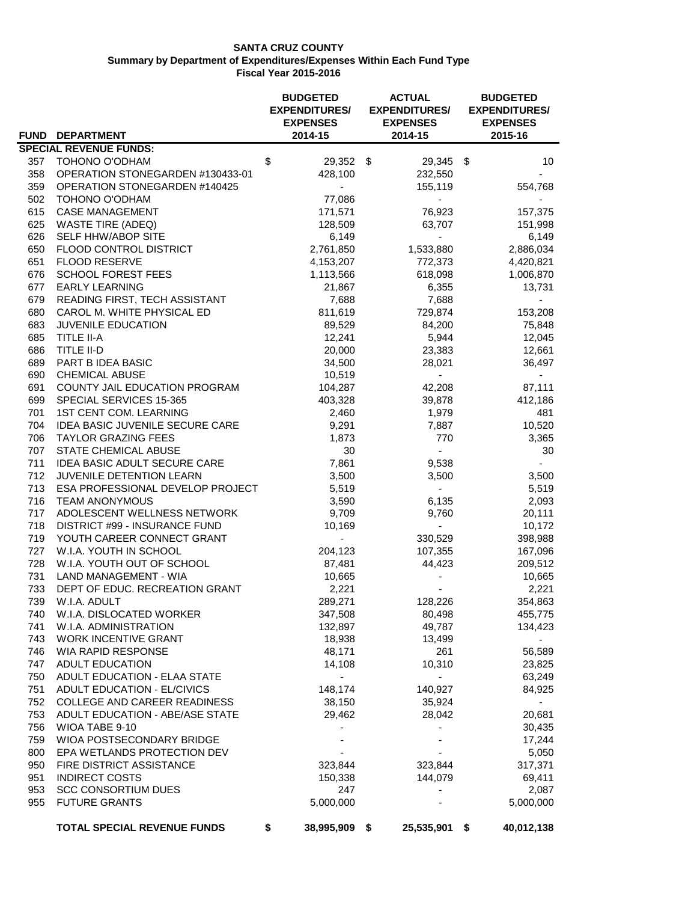**SANTA CRUZ COUNTY**
**Summary by Department of Expenditures/Expenses Within Each Fund Type**
**Fiscal Year 2015-2016**

| FUND | DEPARTMENT | BUDGETED EXPENDITURES/ EXPENSES 2014-15 | ACTUAL EXPENDITURES/ EXPENSES 2014-15 | BUDGETED EXPENDITURES/ EXPENSES 2015-16 |
|---|---|---|---|---|
| **SPECIAL REVENUE FUNDS:** | | | | |
| 357 | TOHONO O'ODHAM | $ 29,352 | $ 29,345 | $ 10 |
| 358 | OPERATION STONEGARDEN #130433-01 | 428,100 | 232,550 | - |
| 359 | OPERATION STONEGARDEN #140425 | - | 155,119 | 554,768 |
| 502 | TOHONO O'ODHAM | 77,086 | - | - |
| 615 | CASE MANAGEMENT | 171,571 | 76,923 | 157,375 |
| 625 | WASTE TIRE (ADEQ) | 128,509 | 63,707 | 151,998 |
| 626 | SELF HHW/ABOP SITE | 6,149 | - | 6,149 |
| 650 | FLOOD CONTROL DISTRICT | 2,761,850 | 1,533,880 | 2,886,034 |
| 651 | FLOOD RESERVE | 4,153,207 | 772,373 | 4,420,821 |
| 676 | SCHOOL FOREST FEES | 1,113,566 | 618,098 | 1,006,870 |
| 677 | EARLY LEARNING | 21,867 | 6,355 | 13,731 |
| 679 | READING FIRST, TECH ASSISTANT | 7,688 | 7,688 | - |
| 680 | CAROL M. WHITE PHYSICAL ED | 811,619 | 729,874 | 153,208 |
| 683 | JUVENILE EDUCATION | 89,529 | 84,200 | 75,848 |
| 685 | TITLE II-A | 12,241 | 5,944 | 12,045 |
| 686 | TITLE II-D | 20,000 | 23,383 | 12,661 |
| 689 | PART B IDEA BASIC | 34,500 | 28,021 | 36,497 |
| 690 | CHEMICAL ABUSE | 10,519 | - | - |
| 691 | COUNTY JAIL EDUCATION PROGRAM | 104,287 | 42,208 | 87,111 |
| 699 | SPECIAL SERVICES 15-365 | 403,328 | 39,878 | 412,186 |
| 701 | 1ST CENT COM. LEARNING | 2,460 | 1,979 | 481 |
| 704 | IDEA BASIC JUVENILE SECURE CARE | 9,291 | 7,887 | 10,520 |
| 706 | TAYLOR GRAZING FEES | 1,873 | 770 | 3,365 |
| 707 | STATE CHEMICAL ABUSE | 30 | - | 30 |
| 711 | IDEA BASIC ADULT SECURE CARE | 7,861 | 9,538 | - |
| 712 | JUVENILE DETENTION LEARN | 3,500 | 3,500 | 3,500 |
| 713 | ESA PROFESSIONAL DEVELOP PROJECT | 5,519 | - | 5,519 |
| 716 | TEAM ANONYMOUS | 3,590 | 6,135 | 2,093 |
| 717 | ADOLESCENT WELLNESS NETWORK | 9,709 | 9,760 | 20,111 |
| 718 | DISTRICT #99 - INSURANCE FUND | 10,169 | - | 10,172 |
| 719 | YOUTH CAREER CONNECT GRANT | - | 330,529 | 398,988 |
| 727 | W.I.A. YOUTH IN SCHOOL | 204,123 | 107,355 | 167,096 |
| 728 | W.I.A. YOUTH OUT OF SCHOOL | 87,481 | 44,423 | 209,512 |
| 731 | LAND MANAGEMENT - WIA | 10,665 | - | 10,665 |
| 733 | DEPT OF EDUC. RECREATION GRANT | 2,221 | - | 2,221 |
| 739 | W.I.A. ADULT | 289,271 | 128,226 | 354,863 |
| 740 | W.I.A. DISLOCATED WORKER | 347,508 | 80,498 | 455,775 |
| 741 | W.I.A. ADMINISTRATION | 132,897 | 49,787 | 134,423 |
| 743 | WORK INCENTIVE GRANT | 18,938 | 13,499 | - |
| 746 | WIA RAPID RESPONSE | 48,171 | 261 | 56,589 |
| 747 | ADULT EDUCATION | 14,108 | 10,310 | 23,825 |
| 750 | ADULT EDUCATION - ELAA STATE | - | - | 63,249 |
| 751 | ADULT EDUCATION - EL/CIVICS | 148,174 | 140,927 | 84,925 |
| 752 | COLLEGE AND CAREER READINESS | 38,150 | 35,924 | - |
| 753 | ADULT EDUCATION - ABE/ASE STATE | 29,462 | 28,042 | 20,681 |
| 756 | WIOA TABE 9-10 | - | - | 30,435 |
| 759 | WIOA POSTSECONDARY BRIDGE | - | - | 17,244 |
| 800 | EPA WETLANDS PROTECTION DEV | - | - | 5,050 |
| 950 | FIRE DISTRICT ASSISTANCE | 323,844 | 323,844 | 317,371 |
| 951 | INDIRECT COSTS | 150,338 | 144,079 | 69,411 |
| 953 | SCC CONSORTIUM DUES | 247 | - | 2,087 |
| 955 | FUTURE GRANTS | 5,000,000 | - | 5,000,000 |
| | **TOTAL SPECIAL REVENUE FUNDS** | **$ 38,995,909** | **$ 25,535,901** | **$ 40,012,138** |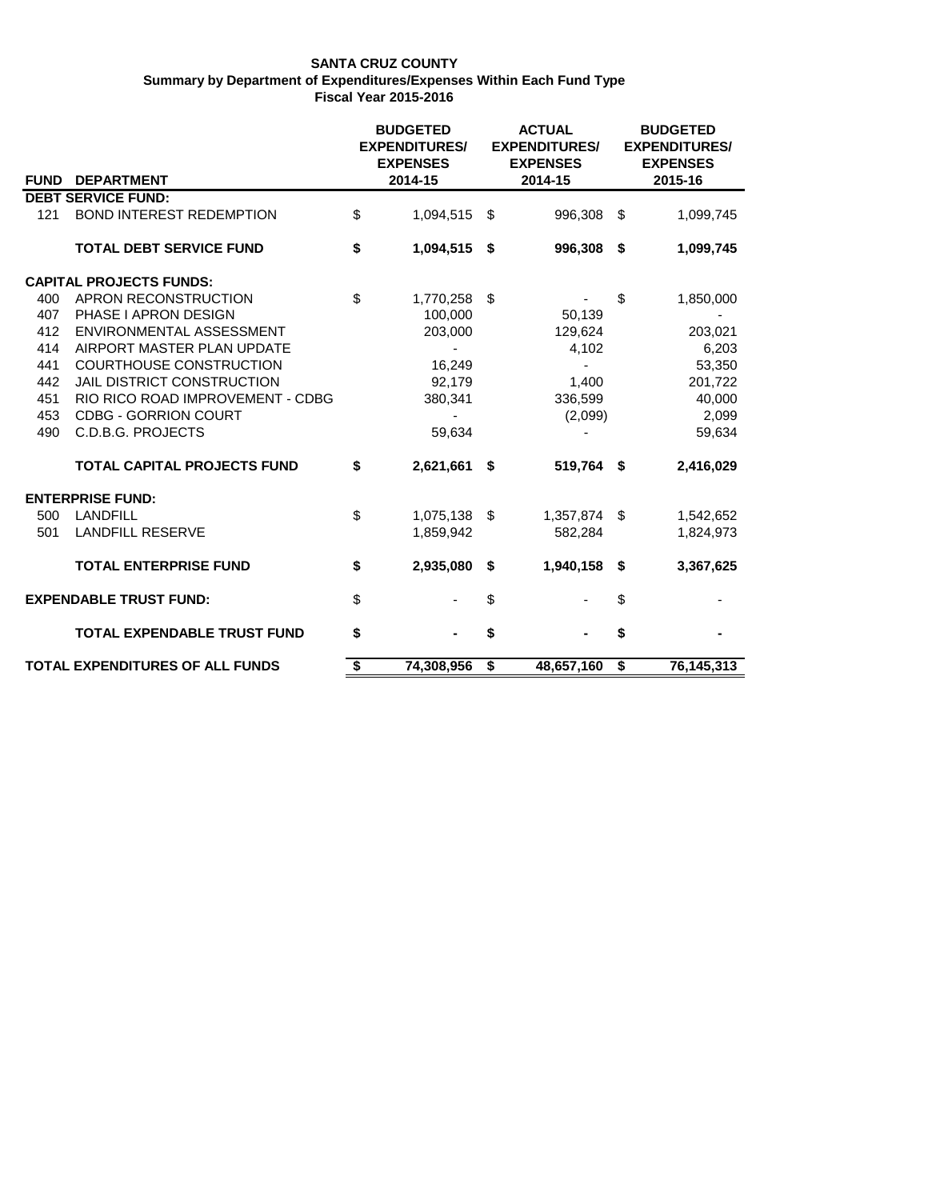**SANTA CRUZ COUNTY**
**Summary by Department of Expenditures/Expenses Within Each Fund Type**
**Fiscal Year 2015-2016**

| FUND | DEPARTMENT | BUDGETED EXPENDITURES/ EXPENSES 2014-15 | ACTUAL EXPENDITURES/ EXPENSES 2014-15 | BUDGETED EXPENDITURES/ EXPENSES 2015-16 |
|---|---|---|---|---|
| | **DEBT SERVICE FUND:** | | | |
| 121 | BOND INTEREST REDEMPTION | $ 1,094,515 | $ 996,308 | $ 1,099,745 |
| | **TOTAL DEBT SERVICE FUND** | **$ 1,094,515** | **$ 996,308** | **$ 1,099,745** |
| | **CAPITAL PROJECTS FUNDS:** | | | |
| 400 | APRON RECONSTRUCTION | $ 1,770,258 | $ - | $ 1,850,000 |
| 407 | PHASE I APRON DESIGN | 100,000 | 50,139 | - |
| 412 | ENVIRONMENTAL ASSESSMENT | 203,000 | 129,624 | 203,021 |
| 414 | AIRPORT MASTER PLAN UPDATE | - | 4,102 | 6,203 |
| 441 | COURTHOUSE CONSTRUCTION | 16,249 | - | 53,350 |
| 442 | JAIL DISTRICT CONSTRUCTION | 92,179 | 1,400 | 201,722 |
| 451 | RIO RICO ROAD IMPROVEMENT - CDBG | 380,341 | 336,599 | 40,000 |
| 453 | CDBG - GORRION COURT | - | (2,099) | 2,099 |
| 490 | C.D.B.G. PROJECTS | 59,634 | - | 59,634 |
| | **TOTAL CAPITAL PROJECTS FUND** | **$ 2,621,661** | **$ 519,764** | **$ 2,416,029** |
| | **ENTERPRISE FUND:** | | | |
| 500 | LANDFILL | $ 1,075,138 | $ 1,357,874 | $ 1,542,652 |
| 501 | LANDFILL RESERVE | 1,859,942 | 582,284 | 1,824,973 |
| | **TOTAL ENTERPRISE FUND** | **$ 2,935,080** | **$ 1,940,158** | **$ 3,367,625** |
| | **EXPENDABLE TRUST FUND:** | $ - | $ - | $ - |
| | **TOTAL EXPENDABLE TRUST FUND** | **$ -** | **$ -** | **$ -** |
| | **TOTAL EXPENDITURES OF ALL FUNDS** | **$ 74,308,956** | **$ 48,657,160** | **$ 76,145,313** |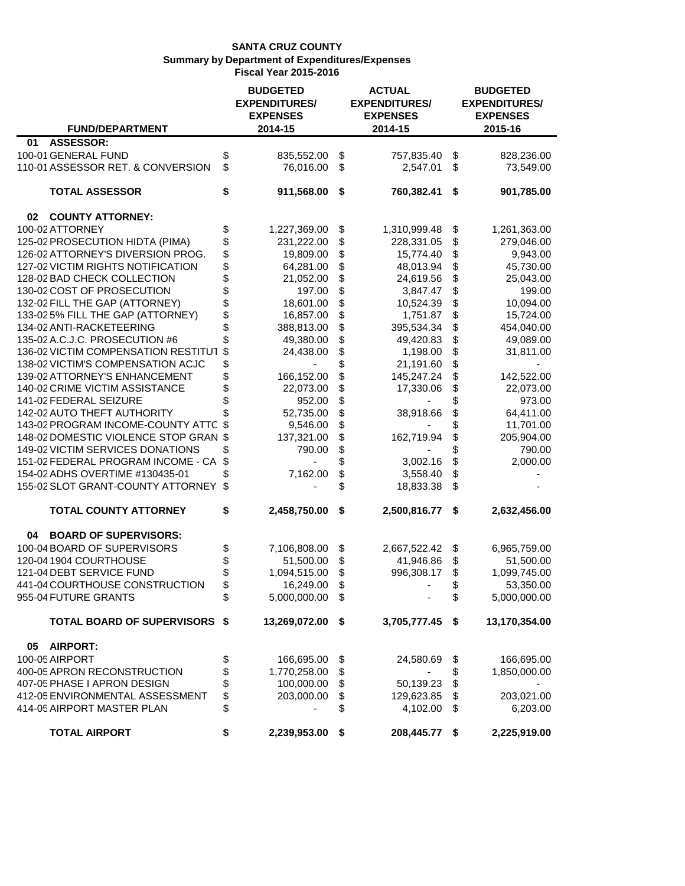**SANTA CRUZ COUNTY**
**Summary by Department of Expenditures/Expenses**
**Fiscal Year 2015-2016**

| FUND/DEPARTMENT | BUDGETED EXPENDITURES/ EXPENSES 2014-15 | ACTUAL EXPENDITURES/ EXPENSES 2014-15 | BUDGETED EXPENDITURES/ EXPENSES 2015-16 |
|---|---|---|---|
| **01 ASSESSOR:** | | | |
| 100-01 GENERAL FUND | $ 835,552.00 | $ 757,835.40 | $ 828,236.00 |
| 110-01 ASSESSOR RET. & CONVERSION | $ 76,016.00 | $ 2,547.01 | $ 73,549.00 |
| **TOTAL ASSESSOR** | **$ 911,568.00** | **$ 760,382.41** | **$ 901,785.00** |
| **02 COUNTY ATTORNEY:** | | | |
| 100-02 ATTORNEY | $ 1,227,369.00 | $ 1,310,999.48 | $ 1,261,363.00 |
| 125-02 PROSECUTION HIDTA (PIMA) | $ 231,222.00 | $ 228,331.05 | $ 279,046.00 |
| 126-02 ATTORNEY'S DIVERSION PROG. | $ 19,809.00 | $ 15,774.40 | $ 9,943.00 |
| 127-02 VICTIM RIGHTS NOTIFICATION | $ 64,281.00 | $ 48,013.94 | $ 45,730.00 |
| 128-02 BAD CHECK COLLECTION | $ 21,052.00 | $ 24,619.56 | $ 25,043.00 |
| 130-02 COST OF PROSECUTION | $ 197.00 | $ 3,847.47 | $ 199.00 |
| 132-02 FILL THE GAP (ATTORNEY) | $ 18,601.00 | $ 10,524.39 | $ 10,094.00 |
| 133-02 5% FILL THE GAP (ATTORNEY) | $ 16,857.00 | $ 1,751.87 | $ 15,724.00 |
| 134-02 ANTI-RACKETEERING | $ 388,813.00 | $ 395,534.34 | $ 454,040.00 |
| 135-02 A.C.J.C. PROSECUTION #6 | $ 49,380.00 | $ 49,420.83 | $ 49,089.00 |
| 136-02 VICTIM COMPENSATION RESTITUT | $ 24,438.00 | $ 1,198.00 | $ 31,811.00 |
| 138-02 VICTIM'S COMPENSATION ACJC | $ - | $ 21,191.60 | $ - |
| 139-02 ATTORNEY'S ENHANCEMENT | $ 166,152.00 | $ 145,247.24 | $ 142,522.00 |
| 140-02 CRIME VICTIM ASSISTANCE | $ 22,073.00 | $ 17,330.06 | $ 22,073.00 |
| 141-02 FEDERAL SEIZURE | $ 952.00 | $ - | $ 973.00 |
| 142-02 AUTO THEFT AUTHORITY | $ 52,735.00 | $ 38,918.66 | $ 64,411.00 |
| 143-02 PROGRAM INCOME-COUNTY ATTC | $ 9,546.00 | $ - | $ 11,701.00 |
| 148-02 DOMESTIC VIOLENCE STOP GRAN | $ 137,321.00 | $ 162,719.94 | $ 205,904.00 |
| 149-02 VICTIM SERVICES DONATIONS | $ 790.00 | $ - | $ 790.00 |
| 151-02 FEDERAL PROGRAM INCOME - CA | $ - | $ 3,002.16 | $ 2,000.00 |
| 154-02 ADHS OVERTIME #130435-01 | $ 7,162.00 | $ 3,558.40 | $ - |
| 155-02 SLOT GRANT-COUNTY ATTORNEY | $ - | $ 18,833.38 | $ - |
| **TOTAL COUNTY ATTORNEY** | **$ 2,458,750.00** | **$ 2,500,816.77** | **$ 2,632,456.00** |
| **04 BOARD OF SUPERVISORS:** | | | |
| 100-04 BOARD OF SUPERVISORS | $ 7,106,808.00 | $ 2,667,522.42 | $ 6,965,759.00 |
| 120-04 1904 COURTHOUSE | $ 51,500.00 | $ 41,946.86 | $ 51,500.00 |
| 121-04 DEBT SERVICE FUND | $ 1,094,515.00 | $ 996,308.17 | $ 1,099,745.00 |
| 441-04 COURTHOUSE CONSTRUCTION | $ 16,249.00 | $ - | $ 53,350.00 |
| 955-04 FUTURE GRANTS | $ 5,000,000.00 | $ - | $ 5,000,000.00 |
| **TOTAL BOARD OF SUPERVISORS** | **$ 13,269,072.00** | **$ 3,705,777.45** | **$ 13,170,354.00** |
| **05 AIRPORT:** | | | |
| 100-05 AIRPORT | $ 166,695.00 | $ 24,580.69 | $ 166,695.00 |
| 400-05 APRON RECONSTRUCTION | $ 1,770,258.00 | $ - | $ 1,850,000.00 |
| 407-05 PHASE I APRON DESIGN | $ 100,000.00 | $ 50,139.23 | $ - |
| 412-05 ENVIRONMENTAL ASSESSMENT | $ 203,000.00 | $ 129,623.85 | $ 203,021.00 |
| 414-05 AIRPORT MASTER PLAN | $ - | $ 4,102.00 | $ 6,203.00 |
| **TOTAL AIRPORT** | **$ 2,239,953.00** | **$ 208,445.77** | **$ 2,225,919.00** |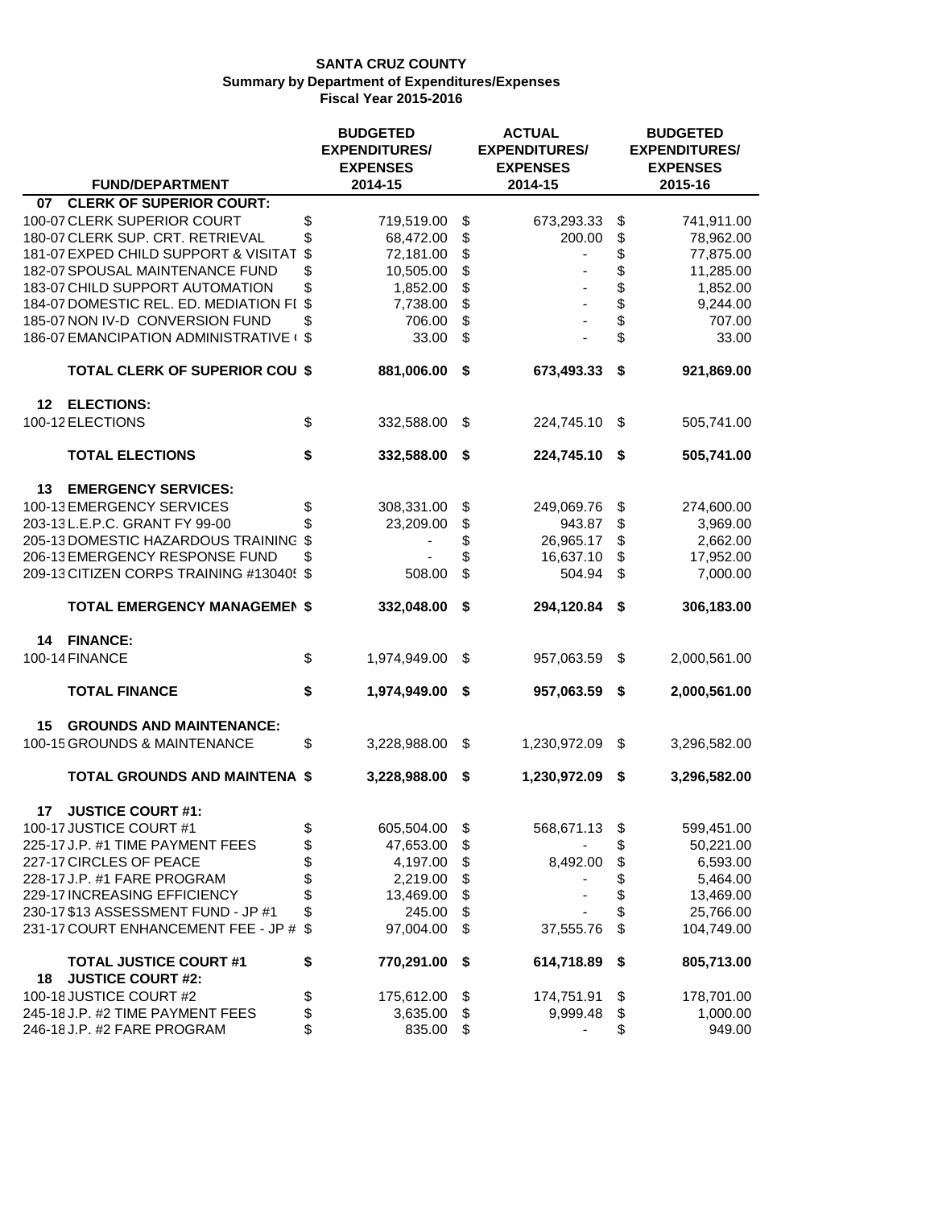# SANTA CRUZ COUNTY
## Summary by Department of Expenditures/Expenses
### Fiscal Year 2015-2016

| FUND/DEPARTMENT | BUDGETED EXPENDITURES/ EXPENSES 2014-15 | ACTUAL EXPENDITURES/ EXPENSES 2014-15 | BUDGETED EXPENDITURES/ EXPENSES 2015-16 |
|---|---|---|---|
| **07 CLERK OF SUPERIOR COURT:** | | | |
| 100-07 CLERK SUPERIOR COURT | $ 719,519.00 | $ 673,293.33 | $ 741,911.00 |
| 180-07 CLERK SUP. CRT. RETRIEVAL | $ 68,472.00 | $ 200.00 | $ 78,962.00 |
| 181-07 EXPED CHILD SUPPORT & VISITAT | $ 72,181.00 | $ - | $ 77,875.00 |
| 182-07 SPOUSAL MAINTENANCE FUND | $ 10,505.00 | $ - | $ 11,285.00 |
| 183-07 CHILD SUPPORT AUTOMATION | $ 1,852.00 | $ - | $ 1,852.00 |
| 184-07 DOMESTIC REL. ED. MEDIATION FI | $ 7,738.00 | $ - | $ 9,244.00 |
| 185-07 NON IV-D CONVERSION FUND | $ 706.00 | $ - | $ 707.00 |
| 186-07 EMANCIPATION ADMINISTRATIVE ( | $ 33.00 | $ - | $ 33.00 |
| **TOTAL CLERK OF SUPERIOR COU** | **$ 881,006.00** | **$ 673,493.33** | **$ 921,869.00** |
| **12 ELECTIONS:** | | | |
| 100-12 ELECTIONS | $ 332,588.00 | $ 224,745.10 | $ 505,741.00 |
| **TOTAL ELECTIONS** | **$ 332,588.00** | **$ 224,745.10** | **$ 505,741.00** |
| **13 EMERGENCY SERVICES:** | | | |
| 100-13 EMERGENCY SERVICES | $ 308,331.00 | $ 249,069.76 | $ 274,600.00 |
| 203-13 L.E.P.C. GRANT FY 99-00 | $ 23,209.00 | $ 943.87 | $ 3,969.00 |
| 205-13 DOMESTIC HAZARDOUS TRAINING | $ - | $ 26,965.17 | $ 2,662.00 |
| 206-13 EMERGENCY RESPONSE FUND | $ - | $ 16,637.10 | $ 17,952.00 |
| 209-13 CITIZEN CORPS TRAINING #13040! | $ 508.00 | $ 504.94 | $ 7,000.00 |
| **TOTAL EMERGENCY MANAGEMEN** | **$ 332,048.00** | **$ 294,120.84** | **$ 306,183.00** |
| **14 FINANCE:** | | | |
| 100-14 FINANCE | $ 1,974,949.00 | $ 957,063.59 | $ 2,000,561.00 |
| **TOTAL FINANCE** | **$ 1,974,949.00** | **$ 957,063.59** | **$ 2,000,561.00** |
| **15 GROUNDS AND MAINTENANCE:** | | | |
| 100-15 GROUNDS & MAINTENANCE | $ 3,228,988.00 | $ 1,230,972.09 | $ 3,296,582.00 |
| **TOTAL GROUNDS AND MAINTENA** | **$ 3,228,988.00** | **$ 1,230,972.09** | **$ 3,296,582.00** |
| **17 JUSTICE COURT #1:** | | | |
| 100-17 JUSTICE COURT #1 | $ 605,504.00 | $ 568,671.13 | $ 599,451.00 |
| 225-17 J.P. #1 TIME PAYMENT FEES | $ 47,653.00 | $ - | $ 50,221.00 |
| 227-17 CIRCLES OF PEACE | $ 4,197.00 | $ 8,492.00 | $ 6,593.00 |
| 228-17 J.P. #1 FARE PROGRAM | $ 2,219.00 | $ - | $ 5,464.00 |
| 229-17 INCREASING EFFICIENCY | $ 13,469.00 | $ - | $ 13,469.00 |
| 230-17 $13 ASSESSMENT FUND - JP #1 | $ 245.00 | $ - | $ 25,766.00 |
| 231-17 COURT ENHANCEMENT FEE - JP # | $ 97,004.00 | $ 37,555.76 | $ 104,749.00 |
| **TOTAL JUSTICE COURT #1** | **$ 770,291.00** | **$ 614,718.89** | **$ 805,713.00** |
| **18 JUSTICE COURT #2:** | | | |
| 100-18 JUSTICE COURT #2 | $ 175,612.00 | $ 174,751.91 | $ 178,701.00 |
| 245-18 J.P. #2 TIME PAYMENT FEES | $ 3,635.00 | $ 9,999.48 | $ 1,000.00 |
| 246-18 J.P. #2 FARE PROGRAM | $ 835.00 | $ - | $ 949.00 |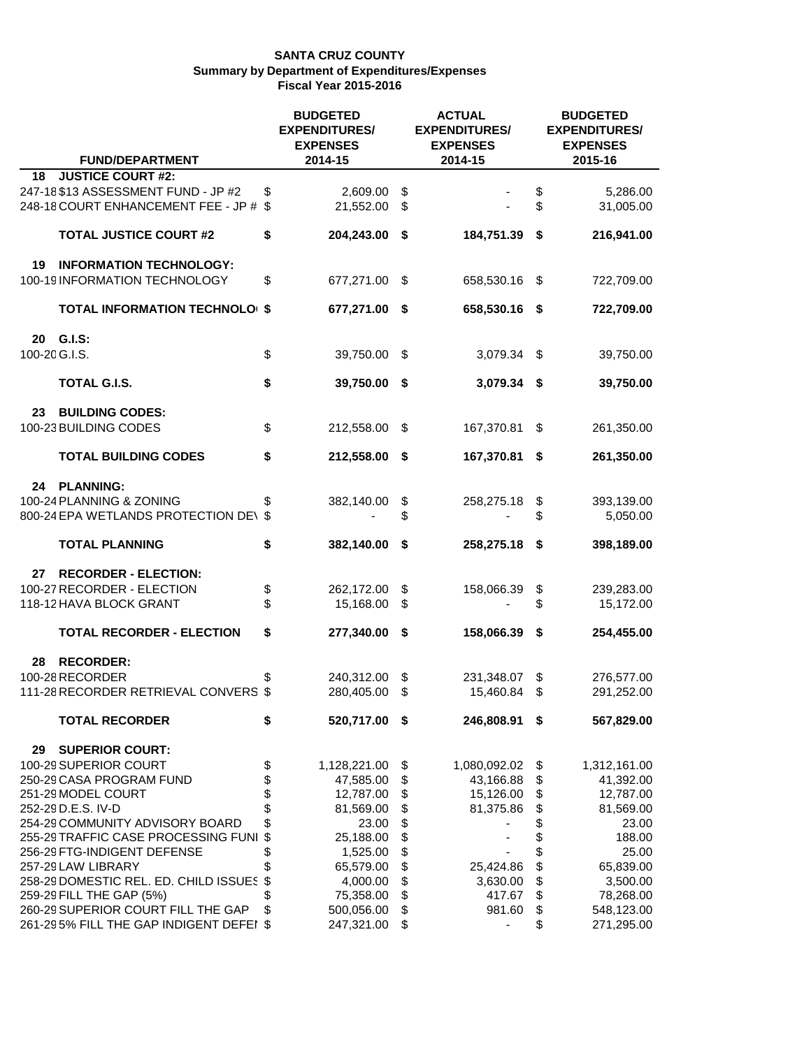**SANTA CRUZ COUNTY**
**Summary by Department of Expenditures/Expenses**
**Fiscal Year 2015-2016**

| FUND/DEPARTMENT | BUDGETED EXPENDITURES/ EXPENSES 2014-15 | ACTUAL EXPENDITURES/ EXPENSES 2014-15 | BUDGETED EXPENDITURES/ EXPENSES 2015-16 |
|---|---|---|---|
| **18 JUSTICE COURT #2:** | | | |
| 247-18 $13 ASSESSMENT FUND - JP #2 | $ 2,609.00 | $ - | $ 5,286.00 |
| 248-18 COURT ENHANCEMENT FEE - JP # | $ 21,552.00 | $ - | $ 31,005.00 |
| **TOTAL JUSTICE COURT #2** | **$ 204,243.00** | **$ 184,751.39** | **$ 216,941.00** |
| **19 INFORMATION TECHNOLOGY:** | | | |
| 100-19 INFORMATION TECHNOLOGY | $ 677,271.00 | $ 658,530.16 | $ 722,709.00 |
| **TOTAL INFORMATION TECHNOLO** | **$ 677,271.00** | **$ 658,530.16** | **$ 722,709.00** |
| **20 G.I.S:** | | | |
| 100-20 G.I.S. | $ 39,750.00 | $ 3,079.34 | $ 39,750.00 |
| **TOTAL G.I.S.** | **$ 39,750.00** | **$ 3,079.34** | **$ 39,750.00** |
| **23 BUILDING CODES:** | | | |
| 100-23 BUILDING CODES | $ 212,558.00 | $ 167,370.81 | $ 261,350.00 |
| **TOTAL BUILDING CODES** | **$ 212,558.00** | **$ 167,370.81** | **$ 261,350.00** |
| **24 PLANNING:** | | | |
| 100-24 PLANNING & ZONING | $ 382,140.00 | $ 258,275.18 | $ 393,139.00 |
| 800-24 EPA WETLANDS PROTECTION DE\ | $ - | $ - | $ 5,050.00 |
| **TOTAL PLANNING** | **$ 382,140.00** | **$ 258,275.18** | **$ 398,189.00** |
| **27 RECORDER - ELECTION:** | | | |
| 100-27 RECORDER - ELECTION | $ 262,172.00 | $ 158,066.39 | $ 239,283.00 |
| 118-12 HAVA BLOCK GRANT | $ 15,168.00 | $ - | $ 15,172.00 |
| **TOTAL RECORDER - ELECTION** | **$ 277,340.00** | **$ 158,066.39** | **$ 254,455.00** |
| **28 RECORDER:** | | | |
| 100-28 RECORDER | $ 240,312.00 | $ 231,348.07 | $ 276,577.00 |
| 111-28 RECORDER RETRIEVAL CONVERS | $ 280,405.00 | $ 15,460.84 | $ 291,252.00 |
| **TOTAL RECORDER** | **$ 520,717.00** | **$ 246,808.91** | **$ 567,829.00** |
| **29 SUPERIOR COURT:** | | | |
| 100-29 SUPERIOR COURT | $ 1,128,221.00 | $ 1,080,092.02 | $ 1,312,161.00 |
| 250-29 CASA PROGRAM FUND | $ 47,585.00 | $ 43,166.88 | $ 41,392.00 |
| 251-29 MODEL COURT | $ 12,787.00 | $ 15,126.00 | $ 12,787.00 |
| 252-29 D.E.S. IV-D | $ 81,569.00 | $ 81,375.86 | $ 81,569.00 |
| 254-29 COMMUNITY ADVISORY BOARD | $ 23.00 | $ - | $ 23.00 |
| 255-29 TRAFFIC CASE PROCESSING FUNI | $ 25,188.00 | $ - | $ 188.00 |
| 256-29 FTG-INDIGENT DEFENSE | $ 1,525.00 | $ - | $ 25.00 |
| 257-29 LAW LIBRARY | $ 65,579.00 | $ 25,424.86 | $ 65,839.00 |
| 258-29 DOMESTIC REL. ED. CHILD ISSUES | $ 4,000.00 | $ 3,630.00 | $ 3,500.00 |
| 259-29 FILL THE GAP (5%) | $ 75,358.00 | $ 417.67 | $ 78,268.00 |
| 260-29 SUPERIOR COURT FILL THE GAP | $ 500,056.00 | $ 981.60 | $ 548,123.00 |
| 261-29 5% FILL THE GAP INDIGENT DEFEI | $ 247,321.00 | $ - | $ 271,295.00 |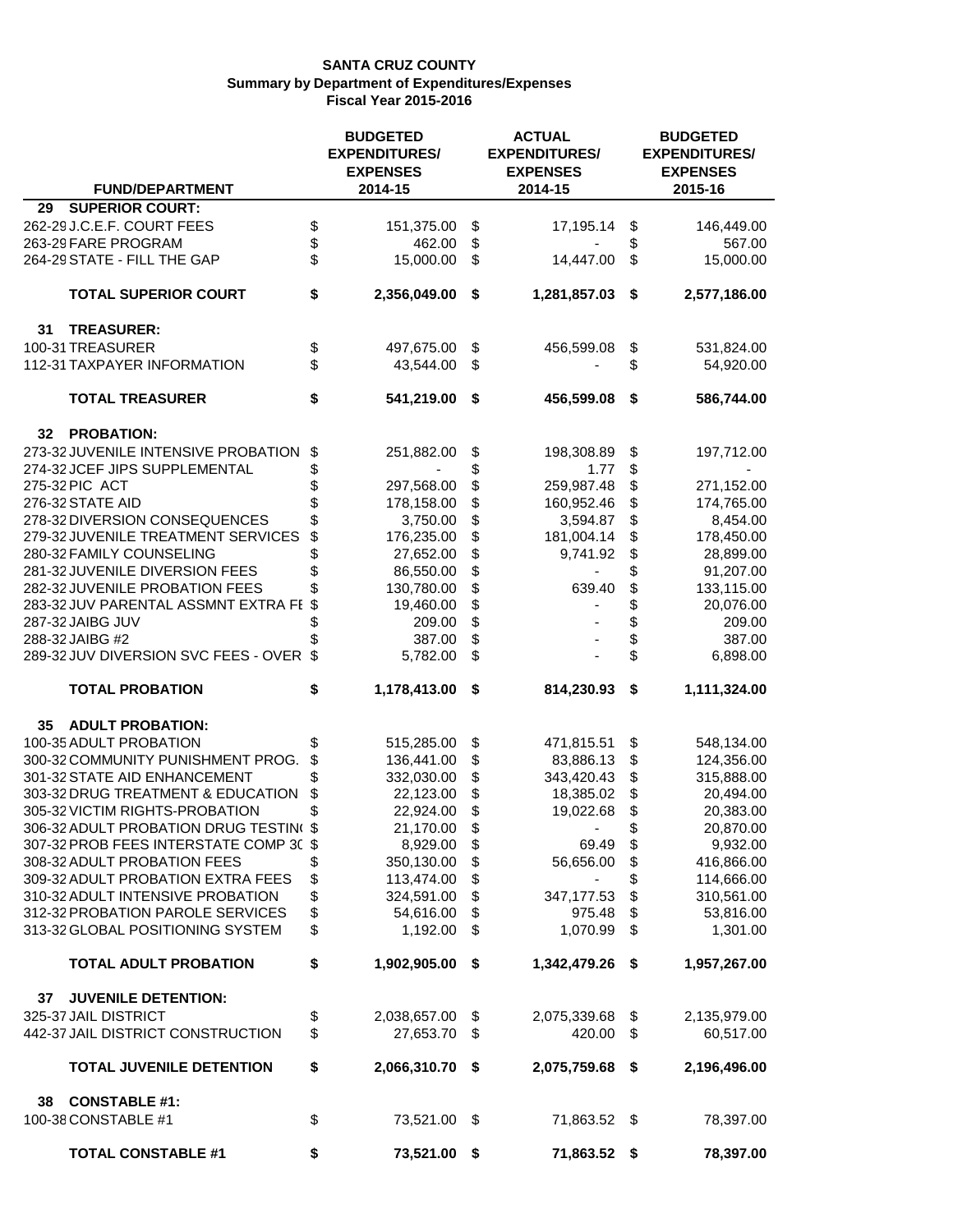**SANTA CRUZ COUNTY**
**Summary by Department of Expenditures/Expenses**
**Fiscal Year 2015-2016**

| FUND/DEPARTMENT | BUDGETED EXPENDITURES/ EXPENSES 2014-15 | ACTUAL EXPENDITURES/ EXPENSES 2014-15 | BUDGETED EXPENDITURES/ EXPENSES 2015-16 |
|---|---|---|---|
| **29 SUPERIOR COURT:** | | | |
| 262-29 J.C.E.F. COURT FEES | $ 151,375.00 | $ 17,195.14 | $ 146,449.00 |
| 263-29 FARE PROGRAM | $ 462.00 | $ - | $ 567.00 |
| 264-29 STATE - FILL THE GAP | $ 15,000.00 | $ 14,447.00 | $ 15,000.00 |
| **TOTAL SUPERIOR COURT** | **$ 2,356,049.00** | **$ 1,281,857.03** | **$ 2,577,186.00** |
| **31 TREASURER:** | | | |
| 100-31 TREASURER | $ 497,675.00 | $ 456,599.08 | $ 531,824.00 |
| 112-31 TAXPAYER INFORMATION | $ 43,544.00 | $ - | $ 54,920.00 |
| **TOTAL TREASURER** | **$ 541,219.00** | **$ 456,599.08** | **$ 586,744.00** |
| **32 PROBATION:** | | | |
| 273-32 JUVENILE INTENSIVE PROBATION | $ 251,882.00 | $ 198,308.89 | $ 197,712.00 |
| 274-32 JCEF JIPS SUPPLEMENTAL | $ - | $ 1.77 | $ - |
| 275-32 PIC ACT | $ 297,568.00 | $ 259,987.48 | $ 271,152.00 |
| 276-32 STATE AID | $ 178,158.00 | $ 160,952.46 | $ 174,765.00 |
| 278-32 DIVERSION CONSEQUENCES | $ 3,750.00 | $ 3,594.87 | $ 8,454.00 |
| 279-32 JUVENILE TREATMENT SERVICES | $ 176,235.00 | $ 181,004.14 | $ 178,450.00 |
| 280-32 FAMILY COUNSELING | $ 27,652.00 | $ 9,741.92 | $ 28,899.00 |
| 281-32 JUVENILE DIVERSION FEES | $ 86,550.00 | $ - | $ 91,207.00 |
| 282-32 JUVENILE PROBATION FEES | $ 130,780.00 | $ 639.40 | $ 133,115.00 |
| 283-32 JUV PARENTAL ASSMNT EXTRA FE | $ 19,460.00 | $ - | $ 20,076.00 |
| 287-32 JAIBG JUV | $ 209.00 | $ - | $ 209.00 |
| 288-32 JAIBG #2 | $ 387.00 | $ - | $ 387.00 |
| 289-32 JUV DIVERSION SVC FEES - OVER | $ 5,782.00 | $ - | $ 6,898.00 |
| **TOTAL PROBATION** | **$ 1,178,413.00** | **$ 814,230.93** | **$ 1,111,324.00** |
| **35 ADULT PROBATION:** | | | |
| 100-35 ADULT PROBATION | $ 515,285.00 | $ 471,815.51 | $ 548,134.00 |
| 300-32 COMMUNITY PUNISHMENT PROG. | $ 136,441.00 | $ 83,886.13 | $ 124,356.00 |
| 301-32 STATE AID ENHANCEMENT | $ 332,030.00 | $ 343,420.43 | $ 315,888.00 |
| 303-32 DRUG TREATMENT & EDUCATION | $ 22,123.00 | $ 18,385.02 | $ 20,494.00 |
| 305-32 VICTIM RIGHTS-PROBATION | $ 22,924.00 | $ 19,022.68 | $ 20,383.00 |
| 306-32 ADULT PROBATION DRUG TESTIN | $ 21,170.00 | $ - | $ 20,870.00 |
| 307-32 PROB FEES INTERSTATE COMP 3C | $ 8,929.00 | $ 69.49 | $ 9,932.00 |
| 308-32 ADULT PROBATION FEES | $ 350,130.00 | $ 56,656.00 | $ 416,866.00 |
| 309-32 ADULT PROBATION EXTRA FEES | $ 113,474.00 | $ - | $ 114,666.00 |
| 310-32 ADULT INTENSIVE PROBATION | $ 324,591.00 | $ 347,177.53 | $ 310,561.00 |
| 312-32 PROBATION PAROLE SERVICES | $ 54,616.00 | $ 975.48 | $ 53,816.00 |
| 313-32 GLOBAL POSITIONING SYSTEM | $ 1,192.00 | $ 1,070.99 | $ 1,301.00 |
| **TOTAL ADULT PROBATION** | **$ 1,902,905.00** | **$ 1,342,479.26** | **$ 1,957,267.00** |
| **37 JUVENILE DETENTION:** | | | |
| 325-37 JAIL DISTRICT | $ 2,038,657.00 | $ 2,075,339.68 | $ 2,135,979.00 |
| 442-37 JAIL DISTRICT CONSTRUCTION | $ 27,653.70 | $ 420.00 | $ 60,517.00 |
| **TOTAL JUVENILE DETENTION** | **$ 2,066,310.70** | **$ 2,075,759.68** | **$ 2,196,496.00** |
| **38 CONSTABLE #1:** | | | |
| 100-38 CONSTABLE #1 | $ 73,521.00 | $ 71,863.52 | $ 78,397.00 |
| **TOTAL CONSTABLE #1** | **$ 73,521.00** | **$ 71,863.52** | **$ 78,397.00** |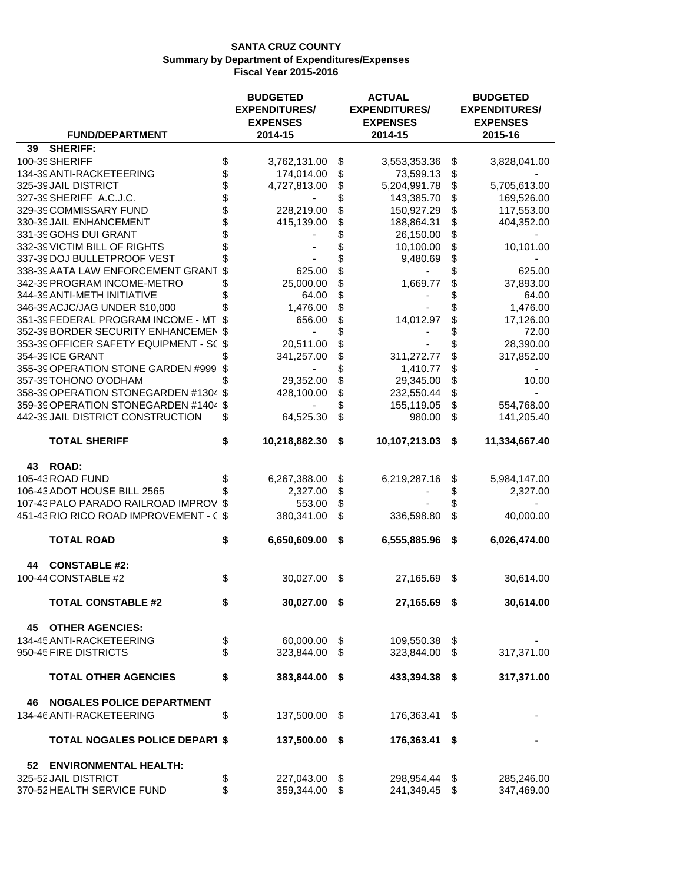**SANTA CRUZ COUNTY**
**Summary by Department of Expenditures/Expenses**
**Fiscal Year 2015-2016**

| FUND/DEPARTMENT | BUDGETED EXPENDITURES/ EXPENSES 2014-15 | ACTUAL EXPENDITURES/ EXPENSES 2014-15 | BUDGETED EXPENDITURES/ EXPENSES 2015-16 |
|---|---|---|---|
| **39 SHERIFF:** | | | |
| 100-39 SHERIFF | $ 3,762,131.00 | $ 3,553,353.36 | $ 3,828,041.00 |
| 134-39 ANTI-RACKETEERING | $ 174,014.00 | $ 73,599.13 | $ - |
| 325-39 JAIL DISTRICT | $ 4,727,813.00 | $ 5,204,991.78 | $ 5,705,613.00 |
| 327-39 SHERIFF A.C.J.C. | $ - | $ 143,385.70 | $ 169,526.00 |
| 329-39 COMMISSARY FUND | $ 228,219.00 | $ 150,927.29 | $ 117,553.00 |
| 330-39 JAIL ENHANCEMENT | $ 415,139.00 | $ 188,864.31 | $ 404,352.00 |
| 331-39 GOHS DUI GRANT | $ - | $ 26,150.00 | $ - |
| 332-39 VICTIM BILL OF RIGHTS | $ - | $ 10,100.00 | $ 10,101.00 |
| 337-39 DOJ BULLETPROOF VEST | $ - | $ 9,480.69 | $ - |
| 338-39 AATA LAW ENFORCEMENT GRANT | $ 625.00 | $ - | $ 625.00 |
| 342-39 PROGRAM INCOME-METRO | $ 25,000.00 | $ 1,669.77 | $ 37,893.00 |
| 344-39 ANTI-METH INITIATIVE | $ 64.00 | $ - | $ 64.00 |
| 346-39 ACJC/JAG UNDER $10,000 | $ 1,476.00 | $ - | $ 1,476.00 |
| 351-39 FEDERAL PROGRAM INCOME - MT | $ 656.00 | $ 14,012.97 | $ 17,126.00 |
| 352-39 BORDER SECURITY ENHANCEMEN | $ - | $ - | $ 72.00 |
| 353-39 OFFICER SAFETY EQUIPMENT - SO | $ 20,511.00 | $ - | $ 28,390.00 |
| 354-39 ICE GRANT | $ 341,257.00 | $ 311,272.77 | $ 317,852.00 |
| 355-39 OPERATION STONE GARDEN #999 | $ - | $ 1,410.77 | $ - |
| 357-39 TOHONO O'ODHAM | $ 29,352.00 | $ 29,345.00 | $ 10.00 |
| 358-39 OPERATION STONEGARDEN #1304 | $ 428,100.00 | $ 232,550.44 | $ - |
| 359-39 OPERATION STONEGARDEN #1404 | $ - | $ 155,119.05 | $ 554,768.00 |
| 442-39 JAIL DISTRICT CONSTRUCTION | $ 64,525.30 | $ 980.00 | $ 141,205.40 |
| **TOTAL SHERIFF** | **$ 10,218,882.30** | **$ 10,107,213.03** | **$ 11,334,667.40** |
| **43 ROAD:** | | | |
| 105-43 ROAD FUND | $ 6,267,388.00 | $ 6,219,287.16 | $ 5,984,147.00 |
| 106-43 ADOT HOUSE BILL 2565 | $ 2,327.00 | $ - | $ 2,327.00 |
| 107-43 PALO PARADO RAILROAD IMPROV | $ 553.00 | $ - | $ - |
| 451-43 RIO RICO ROAD IMPROVEMENT - ( | $ 380,341.00 | $ 336,598.80 | $ 40,000.00 |
| **TOTAL ROAD** | **$ 6,650,609.00** | **$ 6,555,885.96** | **$ 6,026,474.00** |
| **44 CONSTABLE #2:** | | | |
| 100-44 CONSTABLE #2 | $ 30,027.00 | $ 27,165.69 | $ 30,614.00 |
| **TOTAL CONSTABLE #2** | **$ 30,027.00** | **$ 27,165.69** | **$ 30,614.00** |
| **45 OTHER AGENCIES:** | | | |
| 134-45 ANTI-RACKETEERING | $ 60,000.00 | $ 109,550.38 | $ - |
| 950-45 FIRE DISTRICTS | $ 323,844.00 | $ 323,844.00 | $ 317,371.00 |
| **TOTAL OTHER AGENCIES** | **$ 383,844.00** | **$ 433,394.38** | **$ 317,371.00** |
| **46 NOGALES POLICE DEPARTMENT** | | | |
| 134-46 ANTI-RACKETEERING | $ 137,500.00 | $ 176,363.41 | $ - |
| **TOTAL NOGALES POLICE DEPART** | **$ 137,500.00** | **$ 176,363.41** | **$ -** |
| **52 ENVIRONMENTAL HEALTH:** | | | |
| 325-52 JAIL DISTRICT | $ 227,043.00 | $ 298,954.44 | $ 285,246.00 |
| 370-52 HEALTH SERVICE FUND | $ 359,344.00 | $ 241,349.45 | $ 347,469.00 |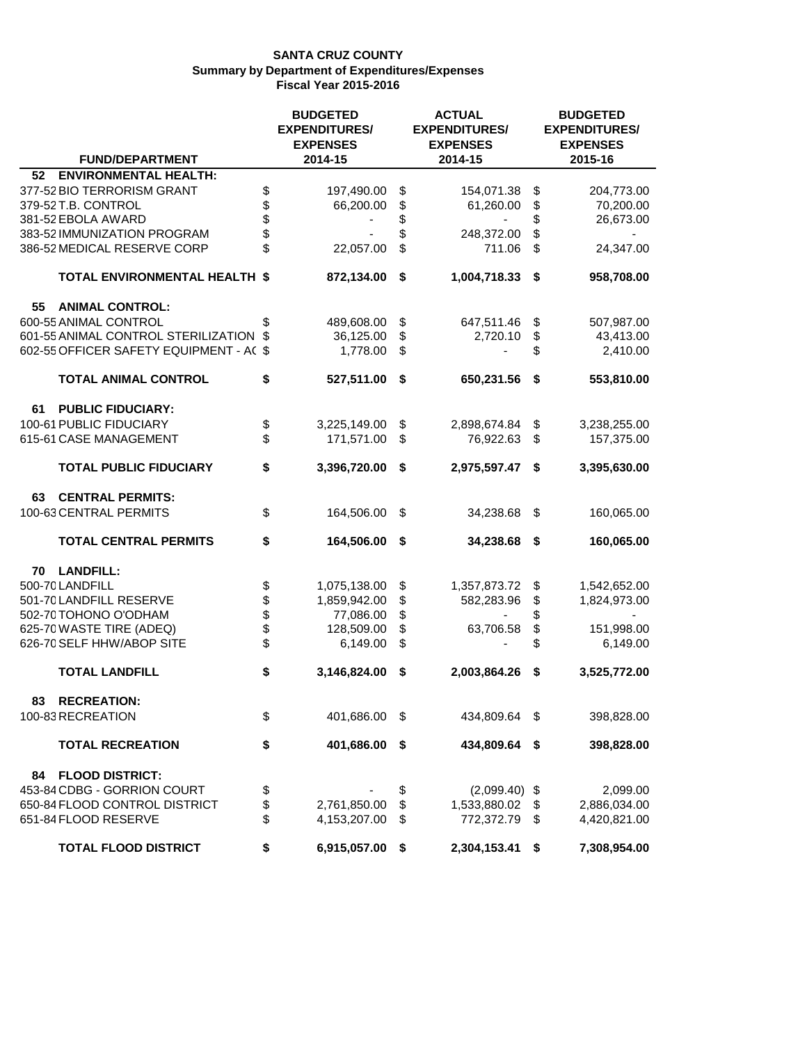**SANTA CRUZ COUNTY**
**Summary by Department of Expenditures/Expenses**
**Fiscal Year 2015-2016**

| FUND/DEPARTMENT | | BUDGETED EXPENDITURES/ EXPENSES 2014-15 | | ACTUAL EXPENDITURES/ EXPENSES 2014-15 | | BUDGETED EXPENDITURES/ EXPENSES 2015-16 |
|---|---|---|---|---|---|---|
| **52 ENVIRONMENTAL HEALTH:** | | | | | | |
| 377-52 BIO TERRORISM GRANT | $ | 197,490.00 | $ | 154,071.38 | $ | 204,773.00 |
| 379-52 T.B. CONTROL | $ | 66,200.00 | $ | 61,260.00 | $ | 70,200.00 |
| 381-52 EBOLA AWARD | $ | - | $ | - | $ | 26,673.00 |
| 383-52 IMMUNIZATION PROGRAM | $ | - | $ | 248,372.00 | $ | - |
| 386-52 MEDICAL RESERVE CORP | $ | 22,057.00 | $ | 711.06 | $ | 24,347.00 |
| **TOTAL ENVIRONMENTAL HEALTH** | **$** | **872,134.00** | **$** | **1,004,718.33** | **$** | **958,708.00** |
| **55 ANIMAL CONTROL:** | | | | | | |
| 600-55 ANIMAL CONTROL | $ | 489,608.00 | $ | 647,511.46 | $ | 507,987.00 |
| 601-55 ANIMAL CONTROL STERILIZATION | $ | 36,125.00 | $ | 2,720.10 | $ | 43,413.00 |
| 602-55 OFFICER SAFETY EQUIPMENT - AC | $ | 1,778.00 | $ | - | $ | 2,410.00 |
| **TOTAL ANIMAL CONTROL** | **$** | **527,511.00** | **$** | **650,231.56** | **$** | **553,810.00** |
| **61 PUBLIC FIDUCIARY:** | | | | | | |
| 100-61 PUBLIC FIDUCIARY | $ | 3,225,149.00 | $ | 2,898,674.84 | $ | 3,238,255.00 |
| 615-61 CASE MANAGEMENT | $ | 171,571.00 | $ | 76,922.63 | $ | 157,375.00 |
| **TOTAL PUBLIC FIDUCIARY** | **$** | **3,396,720.00** | **$** | **2,975,597.47** | **$** | **3,395,630.00** |
| **63 CENTRAL PERMITS:** | | | | | | |
| 100-63 CENTRAL PERMITS | $ | 164,506.00 | $ | 34,238.68 | $ | 160,065.00 |
| **TOTAL CENTRAL PERMITS** | **$** | **164,506.00** | **$** | **34,238.68** | **$** | **160,065.00** |
| **70 LANDFILL:** | | | | | | |
| 500-70 LANDFILL | $ | 1,075,138.00 | $ | 1,357,873.72 | $ | 1,542,652.00 |
| 501-70 LANDFILL RESERVE | $ | 1,859,942.00 | $ | 582,283.96 | $ | 1,824,973.00 |
| 502-70 TOHONO O'ODHAM | $ | 77,086.00 | $ | - | $ | - |
| 625-70 WASTE TIRE (ADEQ) | $ | 128,509.00 | $ | 63,706.58 | $ | 151,998.00 |
| 626-70 SELF HHW/ABOP SITE | $ | 6,149.00 | $ | - | $ | 6,149.00 |
| **TOTAL LANDFILL** | **$** | **3,146,824.00** | **$** | **2,003,864.26** | **$** | **3,525,772.00** |
| **83 RECREATION:** | | | | | | |
| 100-83 RECREATION | $ | 401,686.00 | $ | 434,809.64 | $ | 398,828.00 |
| **TOTAL RECREATION** | **$** | **401,686.00** | **$** | **434,809.64** | **$** | **398,828.00** |
| **84 FLOOD DISTRICT:** | | | | | | |
| 453-84 CDBG - GORRION COURT | $ | - | $ | (2,099.40) | $ | 2,099.00 |
| 650-84 FLOOD CONTROL DISTRICT | $ | 2,761,850.00 | $ | 1,533,880.02 | $ | 2,886,034.00 |
| 651-84 FLOOD RESERVE | $ | 4,153,207.00 | $ | 772,372.79 | $ | 4,420,821.00 |
| **TOTAL FLOOD DISTRICT** | **$** | **6,915,057.00** | **$** | **2,304,153.41** | **$** | **7,308,954.00** |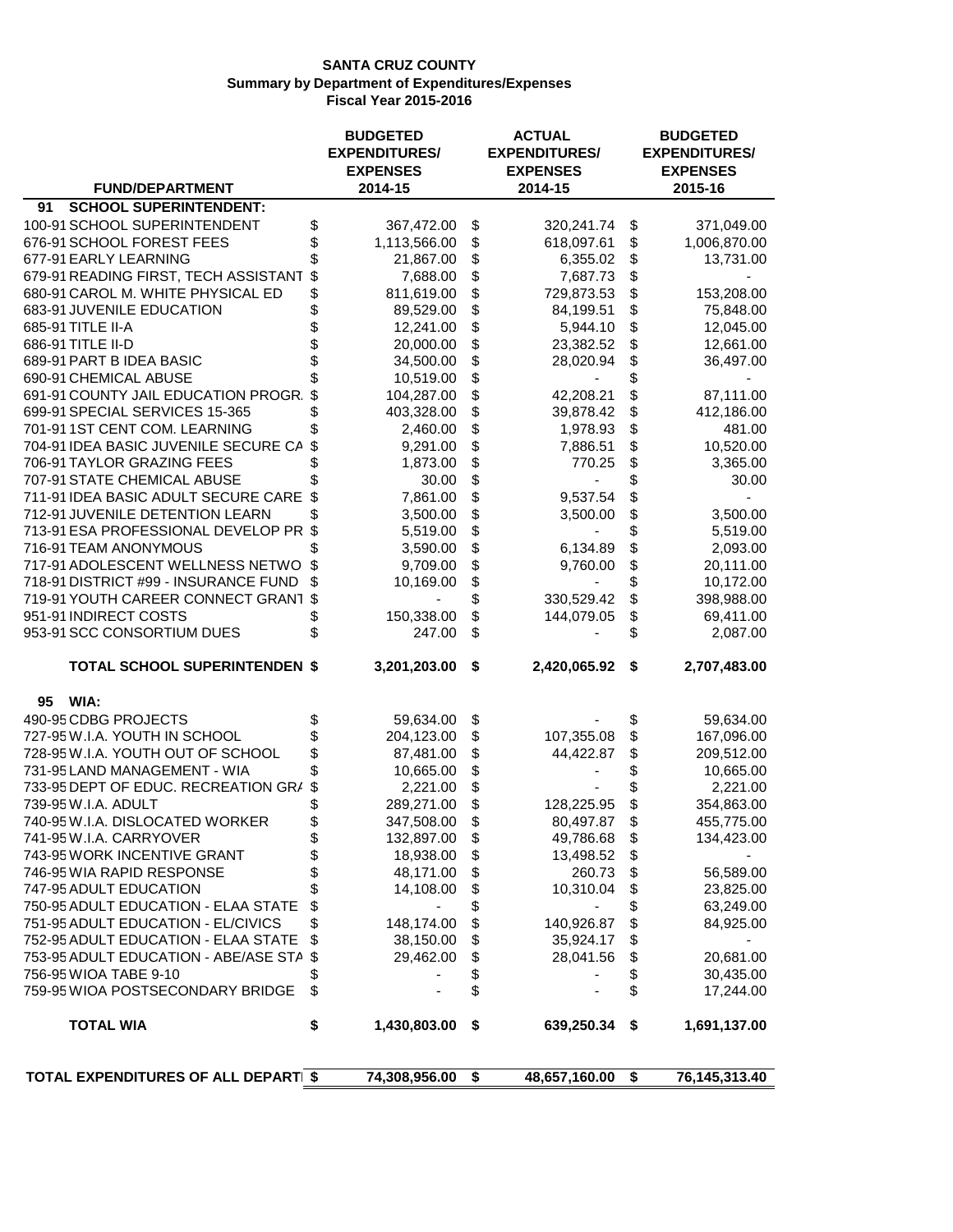**SANTA CRUZ COUNTY**
**Summary by Department of Expenditures/Expenses**
**Fiscal Year 2015-2016**

| FUND/DEPARTMENT | BUDGETED EXPENDITURES/ EXPENSES 2014-15 | ACTUAL EXPENDITURES/ EXPENSES 2014-15 | BUDGETED EXPENDITURES/ EXPENSES 2015-16 |
|---|---|---|---|
| **91 SCHOOL SUPERINTENDENT:** | | | |
| 100-91 SCHOOL SUPERINTENDENT | $ 367,472.00 | $ 320,241.74 | $ 371,049.00 |
| 676-91 SCHOOL FOREST FEES | $ 1,113,566.00 | $ 618,097.61 | $ 1,006,870.00 |
| 677-91 EARLY LEARNING | $ 21,867.00 | $ 6,355.02 | $ 13,731.00 |
| 679-91 READING FIRST, TECH ASSISTANT | $ 7,688.00 | $ 7,687.73 | $ - |
| 680-91 CAROL M. WHITE PHYSICAL ED | $ 811,619.00 | $ 729,873.53 | $ 153,208.00 |
| 683-91 JUVENILE EDUCATION | $ 89,529.00 | $ 84,199.51 | $ 75,848.00 |
| 685-91 TITLE II-A | $ 12,241.00 | $ 5,944.10 | $ 12,045.00 |
| 686-91 TITLE II-D | $ 20,000.00 | $ 23,382.52 | $ 12,661.00 |
| 689-91 PART B IDEA BASIC | $ 34,500.00 | $ 28,020.94 | $ 36,497.00 |
| 690-91 CHEMICAL ABUSE | $ 10,519.00 | $ - | $ - |
| 691-91 COUNTY JAIL EDUCATION PROGR. | $ 104,287.00 | $ 42,208.21 | $ 87,111.00 |
| 699-91 SPECIAL SERVICES 15-365 | $ 403,328.00 | $ 39,878.42 | $ 412,186.00 |
| 701-91 1ST CENT COM. LEARNING | $ 2,460.00 | $ 1,978.93 | $ 481.00 |
| 704-91 IDEA BASIC JUVENILE SECURE CA | $ 9,291.00 | $ 7,886.51 | $ 10,520.00 |
| 706-91 TAYLOR GRAZING FEES | $ 1,873.00 | $ 770.25 | $ 3,365.00 |
| 707-91 STATE CHEMICAL ABUSE | $ 30.00 | $ - | $ 30.00 |
| 711-91 IDEA BASIC ADULT SECURE CARE | $ 7,861.00 | $ 9,537.54 | $ - |
| 712-91 JUVENILE DETENTION LEARN | $ 3,500.00 | $ 3,500.00 | $ 3,500.00 |
| 713-91 ESA PROFESSIONAL DEVELOP PR | $ 5,519.00 | $ - | $ 5,519.00 |
| 716-91 TEAM ANONYMOUS | $ 3,590.00 | $ 6,134.89 | $ 2,093.00 |
| 717-91 ADOLESCENT WELLNESS NETWO | $ 9,709.00 | $ 9,760.00 | $ 20,111.00 |
| 718-91 DISTRICT #99 - INSURANCE FUND | $ 10,169.00 | $ - | $ 10,172.00 |
| 719-91 YOUTH CAREER CONNECT GRANT | $ - | $ 330,529.42 | $ 398,988.00 |
| 951-91 INDIRECT COSTS | $ 150,338.00 | $ 144,079.05 | $ 69,411.00 |
| 953-91 SCC CONSORTIUM DUES | $ 247.00 | $ - | $ 2,087.00 |
| **TOTAL SCHOOL SUPERINTENDEN** | **$ 3,201,203.00** | **$ 2,420,065.92** | **$ 2,707,483.00** |
| **95 WIA:** | | | |
| 490-95 CDBG PROJECTS | $ 59,634.00 | $ - | $ 59,634.00 |
| 727-95 W.I.A. YOUTH IN SCHOOL | $ 204,123.00 | $ 107,355.08 | $ 167,096.00 |
| 728-95 W.I.A. YOUTH OUT OF SCHOOL | $ 87,481.00 | $ 44,422.87 | $ 209,512.00 |
| 731-95 LAND MANAGEMENT - WIA | $ 10,665.00 | $ - | $ 10,665.00 |
| 733-95 DEPT OF EDUC. RECREATION GRA | $ 2,221.00 | $ - | $ 2,221.00 |
| 739-95 W.I.A. ADULT | $ 289,271.00 | $ 128,225.95 | $ 354,863.00 |
| 740-95 W.I.A. DISLOCATED WORKER | $ 347,508.00 | $ 80,497.87 | $ 455,775.00 |
| 741-95 W.I.A. CARRYOVER | $ 132,897.00 | $ 49,786.68 | $ 134,423.00 |
| 743-95 WORK INCENTIVE GRANT | $ 18,938.00 | $ 13,498.52 | $ - |
| 746-95 WIA RAPID RESPONSE | $ 48,171.00 | $ 260.73 | $ 56,589.00 |
| 747-95 ADULT EDUCATION | $ 14,108.00 | $ 10,310.04 | $ 23,825.00 |
| 750-95 ADULT EDUCATION - ELAA STATE | $ - | $ - | $ 63,249.00 |
| 751-95 ADULT EDUCATION - EL/CIVICS | $ 148,174.00 | $ 140,926.87 | $ 84,925.00 |
| 752-95 ADULT EDUCATION - ELAA STATE | $ 38,150.00 | $ 35,924.17 | $ - |
| 753-95 ADULT EDUCATION - ABE/ASE STA | $ 29,462.00 | $ 28,041.56 | $ 20,681.00 |
| 756-95 WIOA TABE 9-10 | $ - | $ - | $ 30,435.00 |
| 759-95 WIOA POSTSECONDARY BRIDGE | $ - | $ - | $ 17,244.00 |
| **TOTAL WIA** | **$ 1,430,803.00** | **$ 639,250.34** | **$ 1,691,137.00** |
| **TOTAL EXPENDITURES OF ALL DEPARTI** | **$ 74,308,956.00** | **$ 48,657,160.00** | **$ 76,145,313.40** |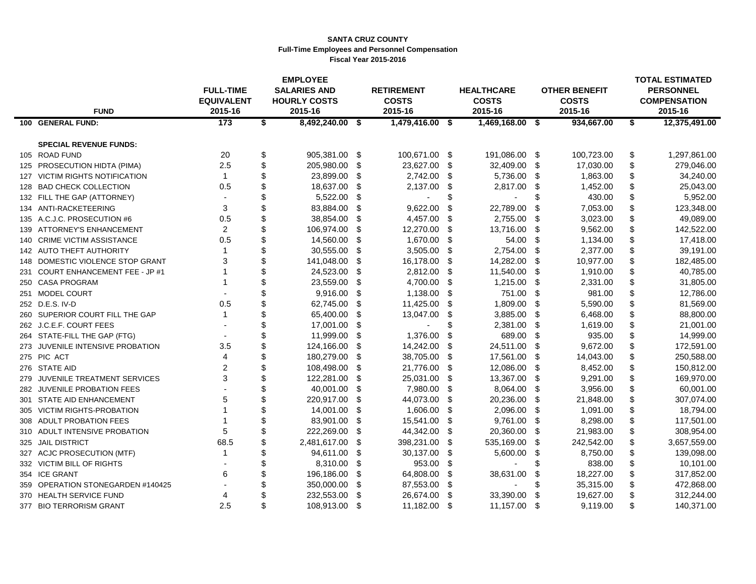**SANTA CRUZ COUNTY**
**Full-Time Employees and Personnel Compensation**
**Fiscal Year 2015-2016**

| FUND | | FULL-TIME EQUIVALENT 2015-16 | EMPLOYEE SALARIES AND HOURLY COSTS 2015-16 | RETIREMENT COSTS 2015-16 | HEALTHCARE COSTS 2015-16 | OTHER BENEFIT COSTS 2015-16 | TOTAL ESTIMATED PERSONNEL COMPENSATION 2015-16 |
|---|---|---|---|---|---|---|---|
| 100 | **GENERAL FUND:** | **173** | **$ 8,492,240.00** | **$ 1,479,416.00** | **$ 1,469,168.00** | **$ 934,667.00** | **$ 12,375,491.00** |
| | **SPECIAL REVENUE FUNDS:** | | | | | | |
| 105 | ROAD FUND | 20 | $ 905,381.00 | $ 100,671.00 | $ 191,086.00 | $ 100,723.00 | $ 1,297,861.00 |
| 125 | PROSECUTION HIDTA (PIMA) | 2.5 | $ 205,980.00 | $ 23,627.00 | $ 32,409.00 | $ 17,030.00 | $ 279,046.00 |
| 127 | VICTIM RIGHTS NOTIFICATION | 1 | $ 23,899.00 | $ 2,742.00 | $ 5,736.00 | $ 1,863.00 | $ 34,240.00 |
| 128 | BAD CHECK COLLECTION | 0.5 | $ 18,637.00 | $ 2,137.00 | $ 2,817.00 | $ 1,452.00 | $ 25,043.00 |
| 132 | FILL THE GAP (ATTORNEY) | - | $ 5,522.00 | $ - | $ - | $ 430.00 | $ 5,952.00 |
| 134 | ANTI-RACKETEERING | 3 | $ 83,884.00 | $ 9,622.00 | $ 22,789.00 | $ 7,053.00 | $ 123,348.00 |
| 135 | A.C.J.C. PROSECUTION #6 | 0.5 | $ 38,854.00 | $ 4,457.00 | $ 2,755.00 | $ 3,023.00 | $ 49,089.00 |
| 139 | ATTORNEY'S ENHANCEMENT | 2 | $ 106,974.00 | $ 12,270.00 | $ 13,716.00 | $ 9,562.00 | $ 142,522.00 |
| 140 | CRIME VICTIM ASSISTANCE | 0.5 | $ 14,560.00 | $ 1,670.00 | $ 54.00 | $ 1,134.00 | $ 17,418.00 |
| 142 | AUTO THEFT AUTHORITY | 1 | $ 30,555.00 | $ 3,505.00 | $ 2,754.00 | $ 2,377.00 | $ 39,191.00 |
| 148 | DOMESTIC VIOLENCE STOP GRANT | 3 | $ 141,048.00 | $ 16,178.00 | $ 14,282.00 | $ 10,977.00 | $ 182,485.00 |
| 231 | COURT ENHANCEMENT FEE - JP #1 | 1 | $ 24,523.00 | $ 2,812.00 | $ 11,540.00 | $ 1,910.00 | $ 40,785.00 |
| 250 | CASA PROGRAM | 1 | $ 23,559.00 | $ 4,700.00 | $ 1,215.00 | $ 2,331.00 | $ 31,805.00 |
| 251 | MODEL COURT | - | $ 9,916.00 | $ 1,138.00 | $ 751.00 | $ 981.00 | $ 12,786.00 |
| 252 | D.E.S. IV-D | 0.5 | $ 62,745.00 | $ 11,425.00 | $ 1,809.00 | $ 5,590.00 | $ 81,569.00 |
| 260 | SUPERIOR COURT FILL THE GAP | 1 | $ 65,400.00 | $ 13,047.00 | $ 3,885.00 | $ 6,468.00 | $ 88,800.00 |
| 262 | J.C.E.F. COURT FEES | - | $ 17,001.00 | $ - | $ 2,381.00 | $ 1,619.00 | $ 21,001.00 |
| 264 | STATE-FILL THE GAP (FTG) | - | $ 11,999.00 | $ 1,376.00 | $ 689.00 | $ 935.00 | $ 14,999.00 |
| 273 | JUVENILE INTENSIVE PROBATION | 3.5 | $ 124,166.00 | $ 14,242.00 | $ 24,511.00 | $ 9,672.00 | $ 172,591.00 |
| 275 | PIC ACT | 4 | $ 180,279.00 | $ 38,705.00 | $ 17,561.00 | $ 14,043.00 | $ 250,588.00 |
| 276 | STATE AID | 2 | $ 108,498.00 | $ 21,776.00 | $ 12,086.00 | $ 8,452.00 | $ 150,812.00 |
| 279 | JUVENILE TREATMENT SERVICES | 3 | $ 122,281.00 | $ 25,031.00 | $ 13,367.00 | $ 9,291.00 | $ 169,970.00 |
| 282 | JUVENILE PROBATION FEES | - | $ 40,001.00 | $ 7,980.00 | $ 8,064.00 | $ 3,956.00 | $ 60,001.00 |
| 301 | STATE AID ENHANCEMENT | 5 | $ 220,917.00 | $ 44,073.00 | $ 20,236.00 | $ 21,848.00 | $ 307,074.00 |
| 305 | VICTIM RIGHTS-PROBATION | 1 | $ 14,001.00 | $ 1,606.00 | $ 2,096.00 | $ 1,091.00 | $ 18,794.00 |
| 308 | ADULT PROBATION FEES | 1 | $ 83,901.00 | $ 15,541.00 | $ 9,761.00 | $ 8,298.00 | $ 117,501.00 |
| 310 | ADULT INTENSIVE PROBATION | 5 | $ 222,269.00 | $ 44,342.00 | $ 20,360.00 | $ 21,983.00 | $ 308,954.00 |
| 325 | JAIL DISTRICT | 68.5 | $ 2,481,617.00 | $ 398,231.00 | $ 535,169.00 | $ 242,542.00 | $ 3,657,559.00 |
| 327 | ACJC PROSECUTION (MTF) | 1 | $ 94,611.00 | $ 30,137.00 | $ 5,600.00 | $ 8,750.00 | $ 139,098.00 |
| 332 | VICTIM BILL OF RIGHTS | - | $ 8,310.00 | $ 953.00 | $ - | $ 838.00 | $ 10,101.00 |
| 354 | ICE GRANT | 6 | $ 196,186.00 | $ 64,808.00 | $ 38,631.00 | $ 18,227.00 | $ 317,852.00 |
| 359 | OPERATION STONEGARDEN #140425 | - | $ 350,000.00 | $ 87,553.00 | $ - | $ 35,315.00 | $ 472,868.00 |
| 370 | HEALTH SERVICE FUND | 4 | $ 232,553.00 | $ 26,674.00 | $ 33,390.00 | $ 19,627.00 | $ 312,244.00 |
| 377 | BIO TERRORISM GRANT | 2.5 | $ 108,913.00 | $ 11,182.00 | $ 11,157.00 | $ 9,119.00 | $ 140,371.00 |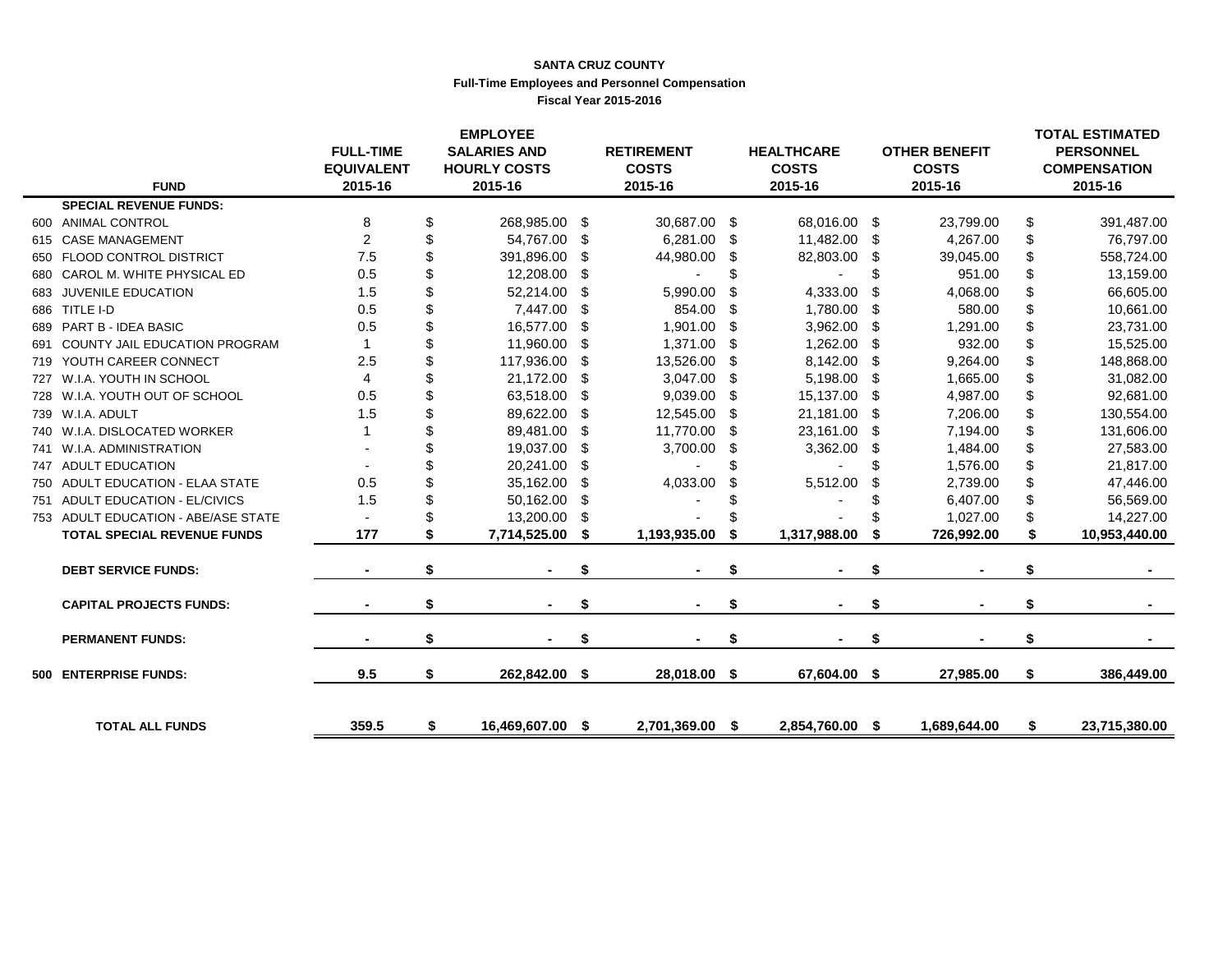**SANTA CRUZ COUNTY**
**Full-Time Employees and Personnel Compensation**
**Fiscal Year 2015-2016**

| FUND | FULL-TIME EQUIVALENT 2015-16 | EMPLOYEE SALARIES AND HOURLY COSTS 2015-16 | RETIREMENT COSTS 2015-16 | HEALTHCARE COSTS 2015-16 | OTHER BENEFIT COSTS 2015-16 | TOTAL ESTIMATED PERSONNEL COMPENSATION 2015-16 |
|---|---|---|---|---|---|---|
| **SPECIAL REVENUE FUNDS:** | | | | | | |
| 600 ANIMAL CONTROL | 8 | $ 268,985.00 | $ 30,687.00 | $ 68,016.00 | $ 23,799.00 | $ 391,487.00 |
| 615 CASE MANAGEMENT | 2 | $ 54,767.00 | $ 6,281.00 | $ 11,482.00 | $ 4,267.00 | $ 76,797.00 |
| 650 FLOOD CONTROL DISTRICT | 7.5 | $ 391,896.00 | $ 44,980.00 | $ 82,803.00 | $ 39,045.00 | $ 558,724.00 |
| 680 CAROL M. WHITE PHYSICAL ED | 0.5 | $ 12,208.00 | $ - | $ - | $ 951.00 | $ 13,159.00 |
| 683 JUVENILE EDUCATION | 1.5 | $ 52,214.00 | $ 5,990.00 | $ 4,333.00 | $ 4,068.00 | $ 66,605.00 |
| 686 TITLE I-D | 0.5 | $ 7,447.00 | $ 854.00 | $ 1,780.00 | $ 580.00 | $ 10,661.00 |
| 689 PART B - IDEA BASIC | 0.5 | $ 16,577.00 | $ 1,901.00 | $ 3,962.00 | $ 1,291.00 | $ 23,731.00 |
| 691 COUNTY JAIL EDUCATION PROGRAM | 1 | $ 11,960.00 | $ 1,371.00 | $ 1,262.00 | $ 932.00 | $ 15,525.00 |
| 719 YOUTH CAREER CONNECT | 2.5 | $ 117,936.00 | $ 13,526.00 | $ 8,142.00 | $ 9,264.00 | $ 148,868.00 |
| 727 W.I.A. YOUTH IN SCHOOL | 4 | $ 21,172.00 | $ 3,047.00 | $ 5,198.00 | $ 1,665.00 | $ 31,082.00 |
| 728 W.I.A. YOUTH OUT OF SCHOOL | 0.5 | $ 63,518.00 | $ 9,039.00 | $ 15,137.00 | $ 4,987.00 | $ 92,681.00 |
| 739 W.I.A. ADULT | 1.5 | $ 89,622.00 | $ 12,545.00 | $ 21,181.00 | $ 7,206.00 | $ 130,554.00 |
| 740 W.I.A. DISLOCATED WORKER | 1 | $ 89,481.00 | $ 11,770.00 | $ 23,161.00 | $ 7,194.00 | $ 131,606.00 |
| 741 W.I.A. ADMINISTRATION | - | $ 19,037.00 | $ 3,700.00 | $ 3,362.00 | $ 1,484.00 | $ 27,583.00 |
| 747 ADULT EDUCATION | - | $ 20,241.00 | $ - | $ - | $ 1,576.00 | $ 21,817.00 |
| 750 ADULT EDUCATION - ELAA STATE | 0.5 | $ 35,162.00 | $ 4,033.00 | $ 5,512.00 | $ 2,739.00 | $ 47,446.00 |
| 751 ADULT EDUCATION - EL/CIVICS | 1.5 | $ 50,162.00 | $ - | $ - | $ 6,407.00 | $ 56,569.00 |
| 753 ADULT EDUCATION - ABE/ASE STATE | - | $ 13,200.00 | $ - | $ - | $ 1,027.00 | $ 14,227.00 |
| **TOTAL SPECIAL REVENUE FUNDS** | **177** | **$ 7,714,525.00** | **$ 1,193,935.00** | **$ 1,317,988.00** | **$ 726,992.00** | **$ 10,953,440.00** |
| **DEBT SERVICE FUNDS:** | **-** | **$ -** | **$ -** | **$ -** | **$ -** | **$ -** |
| **CAPITAL PROJECTS FUNDS:** | **-** | **$ -** | **$ -** | **$ -** | **$ -** | **$ -** |
| **PERMANENT FUNDS:** | **-** | **$ -** | **$ -** | **$ -** | **$ -** | **$ -** |
| **500 ENTERPRISE FUNDS:** | **9.5** | **$ 262,842.00** | **$ 28,018.00** | **$ 67,604.00** | **$ 27,985.00** | **$ 386,449.00** |
| **TOTAL ALL FUNDS** | **359.5** | **$ 16,469,607.00** | **$ 2,701,369.00** | **$ 2,854,760.00** | **$ 1,689,644.00** | **$ 23,715,380.00** |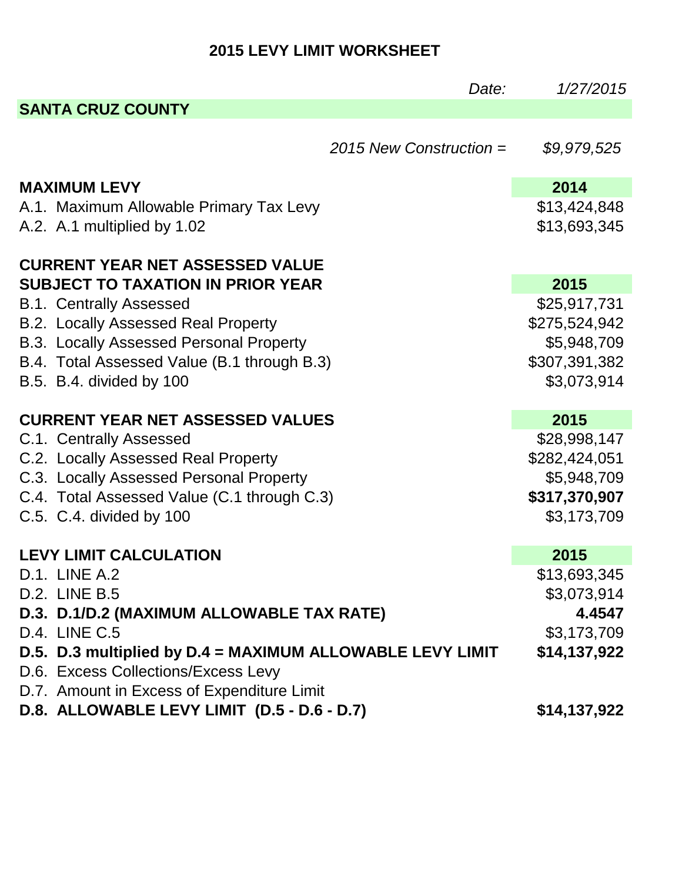# 2015 LEVY LIMIT WORKSHEET

*Date:* *1/27/2015*

**SANTA CRUZ COUNTY**

*2015 New Construction =* *$9,979,525*

| **MAXIMUM LEVY** | **2014** |
|---|---|
| A.1. Maximum Allowable Primary Tax Levy | $13,424,848 |
| A.2. A.1 multiplied by 1.02 | $13,693,345 |

| **CURRENT YEAR NET ASSESSED VALUE SUBJECT TO TAXATION IN PRIOR YEAR** | **2015** |
|---|---|
| B.1. Centrally Assessed | $25,917,731 |
| B.2. Locally Assessed Real Property | $275,524,942 |
| B.3. Locally Assessed Personal Property | $5,948,709 |
| B.4. Total Assessed Value (B.1 through B.3) | $307,391,382 |
| B.5. B.4. divided by 100 | $3,073,914 |

| **CURRENT YEAR NET ASSESSED VALUES** | **2015** |
|---|---|
| C.1. Centrally Assessed | $28,998,147 |
| C.2. Locally Assessed Real Property | $282,424,051 |
| C.3. Locally Assessed Personal Property | $5,948,709 |
| C.4. Total Assessed Value (C.1 through C.3) | **$317,370,907** |
| C.5. C.4. divided by 100 | $3,173,709 |

| **LEVY LIMIT CALCULATION** | **2015** |
|---|---|
| D.1. LINE A.2 | $13,693,345 |
| D.2. LINE B.5 | $3,073,914 |
| **D.3. D.1/D.2 (MAXIMUM ALLOWABLE TAX RATE)** | **4.4547** |
| D.4. LINE C.5 | $3,173,709 |
| **D.5. D.3 multiplied by D.4 = MAXIMUM ALLOWABLE LEVY LIMIT** | **$14,137,922** |
| D.6. Excess Collections/Excess Levy | |
| D.7. Amount in Excess of Expenditure Limit | |
| **D.8. ALLOWABLE LEVY LIMIT (D.5 - D.6 - D.7)** | **$14,137,922** |